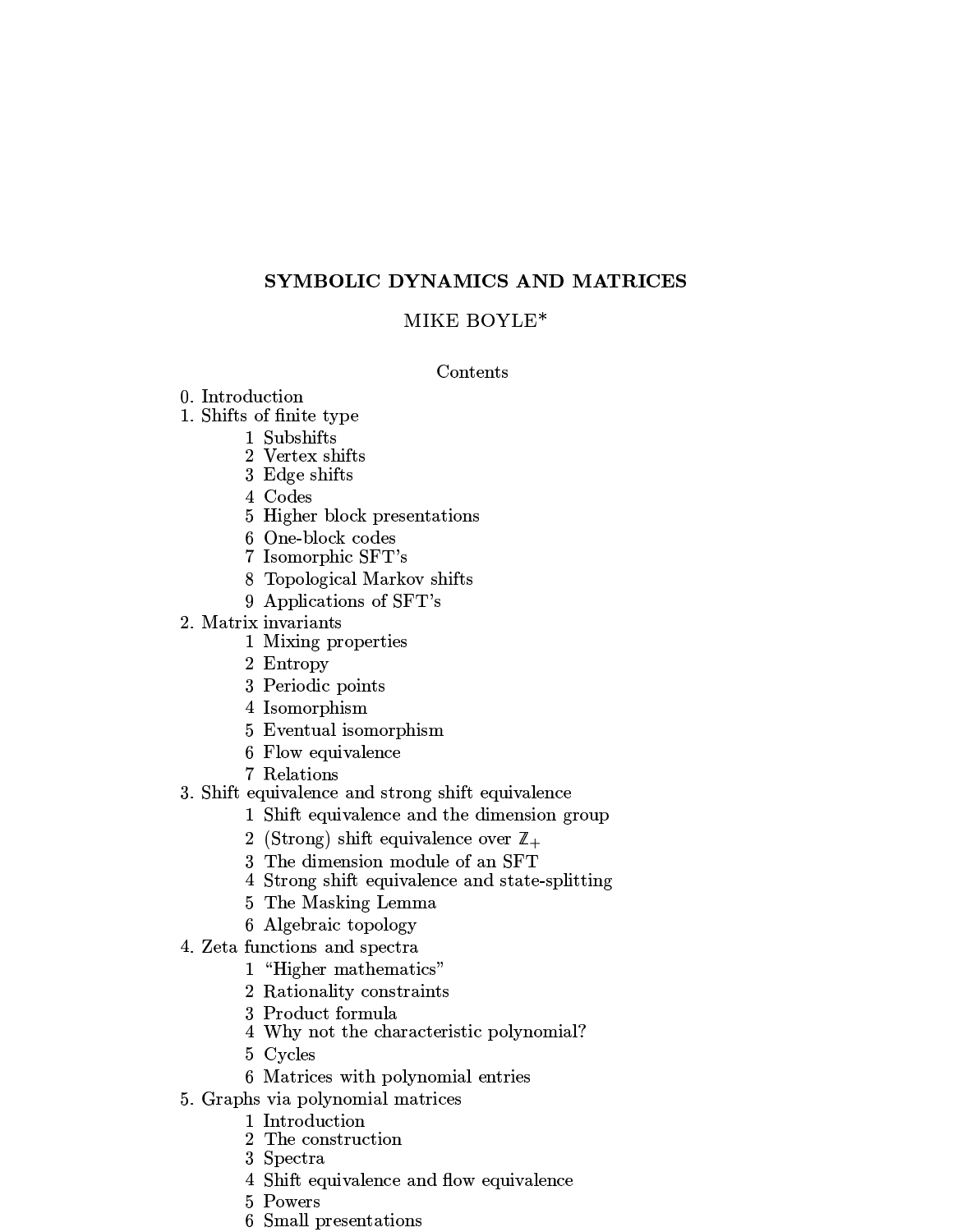# SYMBOLIC DYNAMICS AND MATRICES

MIKE BOYLE*

Contents

0. Introduction
1. Shifts of finite type
    1 Subshifts
    2 Vertex shifts
    3 Edge shifts
    4 Codes
    5 Higher block presentations
    6 One-block codes
    7 Isomorphic SFT's
    8 Topological Markov shifts
    9 Applications of SFT's
2. Matrix invariants
    1 Mixing properties
    2 Entropy
    3 Periodic points
    4 Isomorphism
    5 Eventual isomorphism
    6 Flow equivalence
    7 Relations
3. Shift equivalence and strong shift equivalence
    1 Shift equivalence and the dimension group
    2 (Strong) shift equivalence over $\mathbb{Z}_+$
    3 The dimension module of an SFT
    4 Strong shift equivalence and state-splitting
    5 The Masking Lemma
    6 Algebraic topology
4. Zeta functions and spectra
    1 "Higher mathematics"
    2 Rationality constraints
    3 Product formula
    4 Why not the characteristic polynomial?
    5 Cycles
    6 Matrices with polynomial entries
5. Graphs via polynomial matrices
    1 Introduction
    2 The construction
    3 Spectra
    4 Shift equivalence and flow equivalence
    5 Powers
    6 Small presentations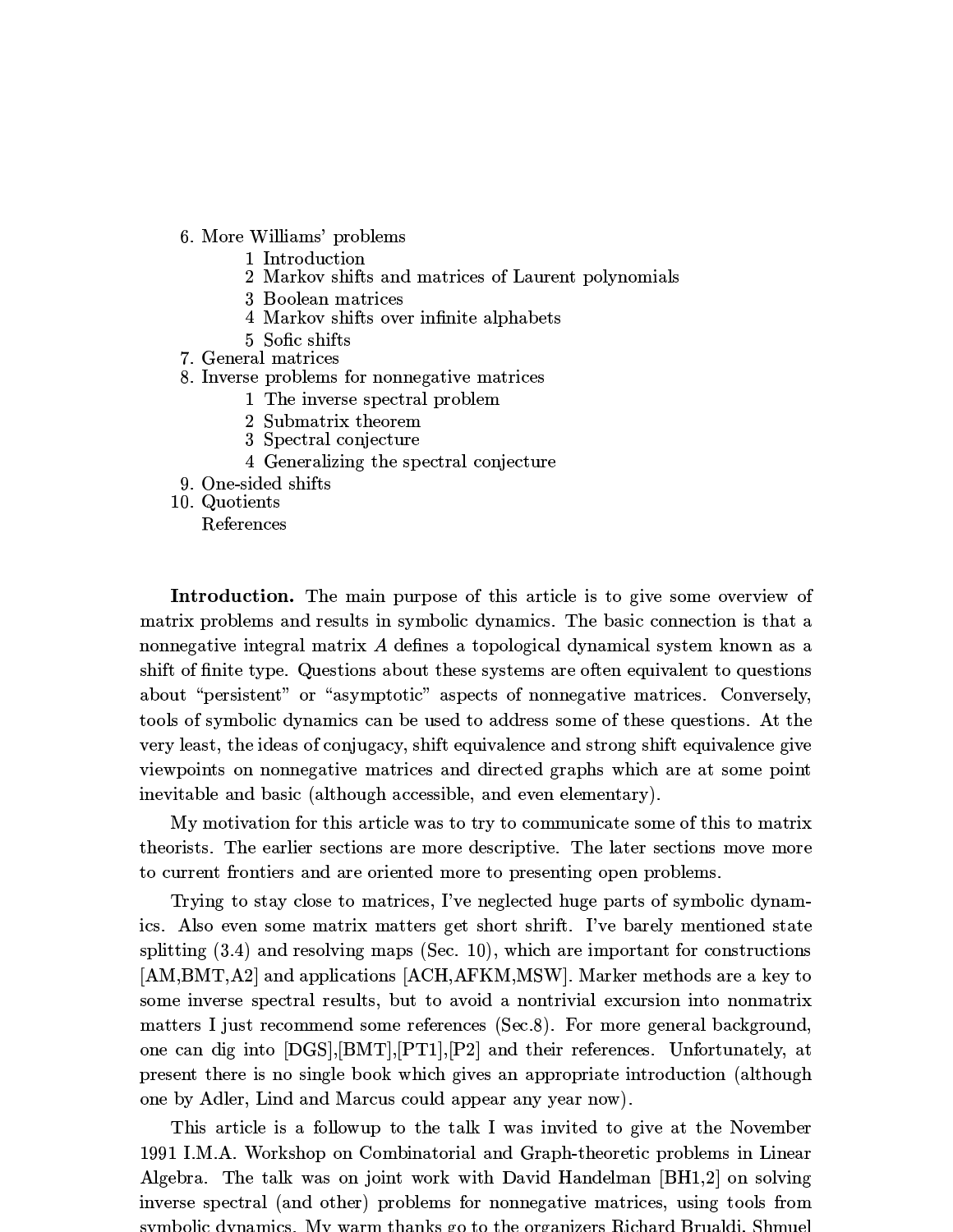6. More Williams' problems
    1 Introduction
    2 Markov shifts and matrices of Laurent polynomials
    3 Boolean matrices
    4 Markov shifts over infinite alphabets
    5 Sofic shifts
7. General matrices
8. Inverse problems for nonnegative matrices
    1 The inverse spectral problem
    2 Submatrix theorem
    3 Spectral conjecture
    4 Generalizing the spectral conjecture
9. One-sided shifts
10. Quotients

References

**Introduction.** The main purpose of this article is to give some overview of matrix problems and results in symbolic dynamics. The basic connection is that a nonnegative integral matrix $A$ defines a topological dynamical system known as a shift of finite type. Questions about these systems are often equivalent to questions about "persistent" or "asymptotic" aspects of nonnegative matrices. Conversely, tools of symbolic dynamics can be used to address some of these questions. At the very least, the ideas of conjugacy, shift equivalence and strong shift equivalence give viewpoints on nonnegative matrices and directed graphs which are at some point inevitable and basic (although accessible, and even elementary).

My motivation for this article was to try to communicate some of this to matrix theorists. The earlier sections are more descriptive. The later sections move more to current frontiers and are oriented more to presenting open problems.

Trying to stay close to matrices, I've neglected huge parts of symbolic dynamics. Also even some matrix matters get short shrift. I've barely mentioned state splitting (3.4) and resolving maps (Sec. 10), which are important for constructions [AM,BMT,A2] and applications [ACH,AFKM,MSW]. Marker methods are a key to some inverse spectral results, but to avoid a nontrivial excursion into nonmatrix matters I just recommend some references (Sec.8). For more general background, one can dig into [DGS],[BMT],[PT1],[P2] and their references. Unfortunately, at present there is no single book which gives an appropriate introduction (although one by Adler, Lind and Marcus could appear any year now).

This article is a followup to the talk I was invited to give at the November 1991 I.M.A. Workshop on Combinatorial and Graph-theoretic problems in Linear Algebra. The talk was on joint work with David Handelman [BH1,2] on solving inverse spectral (and other) problems for nonnegative matrices, using tools from symbolic dynamics. My warm thanks go to the organizers Richard Brualdi, Shmuel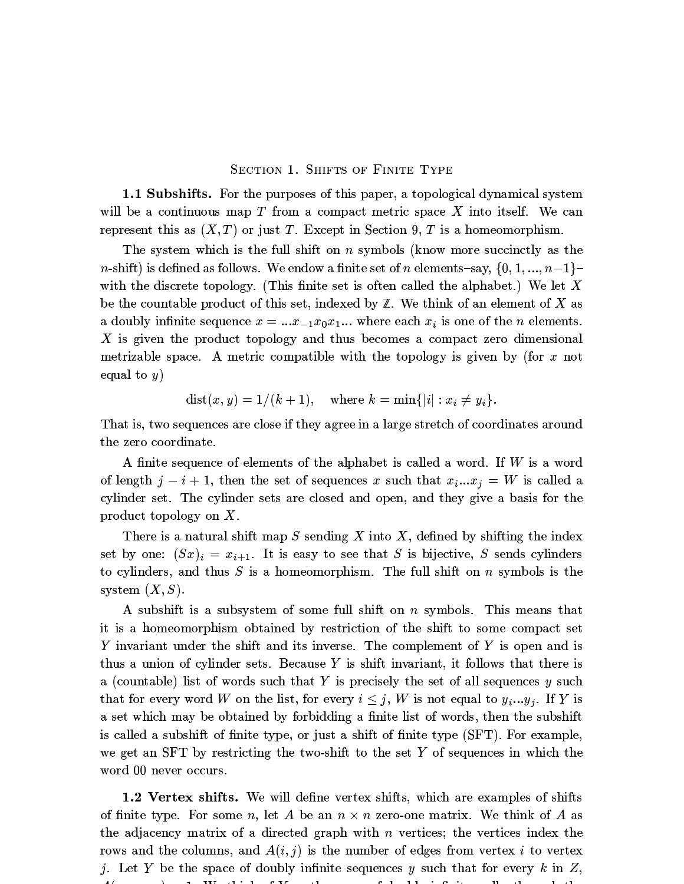## Section 1. Shifts of Finite Type

**1.1 Subshifts.** For the purposes of this paper, a topological dynamical system will be a continuous map $T$ from a compact metric space $X$ into itself. We can represent this as $(X, T)$ or just $T$. Except in Section 9, $T$ is a homeomorphism.

The system which is the full shift on $n$ symbols (know more succinctly as the $n$-shift) is defined as follows. We endow a finite set of $n$ elements–say, $\{0, 1, ..., n-1\}$–with the discrete topology. (This finite set is often called the alphabet.) We let $X$ be the countable product of this set, indexed by $\mathbb{Z}$. We think of an element of $X$ as a doubly infinite sequence $x = ...x_{-1}x_0x_1...$ where each $x_i$ is one of the $n$ elements. $X$ is given the product topology and thus becomes a compact zero dimensional metrizable space. A metric compatible with the topology is given by (for $x$ not equal to $y$)

$$\text{dist}(x, y) = 1/(k+1), \quad \text{where } k = \min\{|i| : x_i \neq y_i\}.$$

That is, two sequences are close if they agree in a large stretch of coordinates around the zero coordinate.

A finite sequence of elements of the alphabet is called a word. If $W$ is a word of length $j - i + 1$, then the set of sequences $x$ such that $x_i...x_j = W$ is called a cylinder set. The cylinder sets are closed and open, and they give a basis for the product topology on $X$.

There is a natural shift map $S$ sending $X$ into $X$, defined by shifting the index set by one: $(Sx)_i = x_{i+1}$. It is easy to see that $S$ is bijective, $S$ sends cylinders to cylinders, and thus $S$ is a homeomorphism. The full shift on $n$ symbols is the system $(X, S)$.

A subshift is a subsystem of some full shift on $n$ symbols. This means that it is a homeomorphism obtained by restriction of the shift to some compact set $Y$ invariant under the shift and its inverse. The complement of $Y$ is open and is thus a union of cylinder sets. Because $Y$ is shift invariant, it follows that there is a (countable) list of words such that $Y$ is precisely the set of all sequences $y$ such that for every word $W$ on the list, for every $i \leq j$, $W$ is not equal to $y_i...y_j$. If $Y$ is a set which may be obtained by forbidding a finite list of words, then the subshift is called a subshift of finite type, or just a shift of finite type (SFT). For example, we get an SFT by restricting the two-shift to the set $Y$ of sequences in which the word 00 never occurs.

**1.2 Vertex shifts.** We will define vertex shifts, which are examples of shifts of finite type. For some $n$, let $A$ be an $n \times n$ zero-one matrix. We think of $A$ as the adjacency matrix of a directed graph with $n$ vertices; the vertices index the rows and the columns, and $A(i, j)$ is the number of edges from vertex $i$ to vertex $j$. Let $Y$ be the space of doubly infinite sequences $y$ such that for every $k$ in $Z$,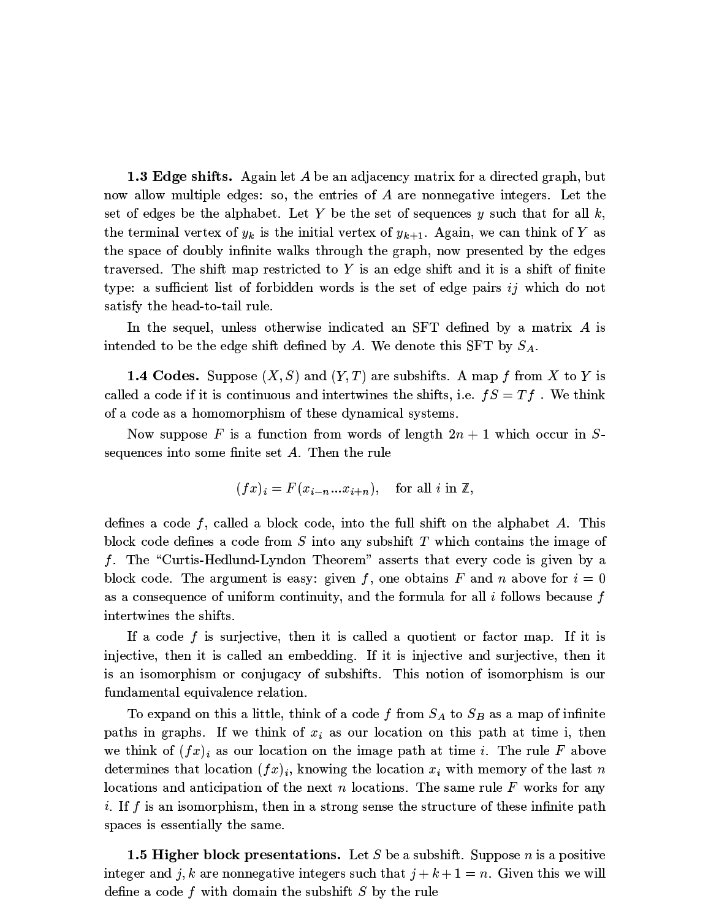**1.3 Edge shifts.** Again let $A$ be an adjacency matrix for a directed graph, but now allow multiple edges: so, the entries of $A$ are nonnegative integers. Let the set of edges be the alphabet. Let $Y$ be the set of sequences $y$ such that for all $k$, the terminal vertex of $y_k$ is the initial vertex of $y_{k+1}$. Again, we can think of $Y$ as the space of doubly infinite walks through the graph, now presented by the edges traversed. The shift map restricted to $Y$ is an edge shift and it is a shift of finite type: a sufficient list of forbidden words is the set of edge pairs $ij$ which do not satisfy the head-to-tail rule.

In the sequel, unless otherwise indicated an SFT defined by a matrix $A$ is intended to be the edge shift defined by $A$. We denote this SFT by $S_A$.

**1.4 Codes.** Suppose $(X, S)$ and $(Y, T)$ are subshifts. A map $f$ from $X$ to $Y$ is called a code if it is continuous and intertwines the shifts, i.e. $fS = Tf$ . We think of a code as a homomorphism of these dynamical systems.

Now suppose $F$ is a function from words of length $2n + 1$ which occur in $S$-sequences into some finite set $A$. Then the rule

$$(fx)_i = F(x_{i-n} ... x_{i+n}), \quad \text{for all } i \text{ in } \mathbb{Z},$$

defines a code $f$, called a block code, into the full shift on the alphabet $A$. This block code defines a code from $S$ into any subshift $T$ which contains the image of $f$. The "Curtis-Hedlund-Lyndon Theorem" asserts that every code is given by a block code. The argument is easy: given $f$, one obtains $F$ and $n$ above for $i = 0$ as a consequence of uniform continuity, and the formula for all $i$ follows because $f$ intertwines the shifts.

If a code $f$ is surjective, then it is called a quotient or factor map. If it is injective, then it is called an embedding. If it is injective and surjective, then it is an isomorphism or conjugacy of subshifts. This notion of isomorphism is our fundamental equivalence relation.

To expand on this a little, think of a code $f$ from $S_A$ to $S_B$ as a map of infinite paths in graphs. If we think of $x_i$ as our location on this path at time i, then we think of $(fx)_i$ as our location on the image path at time $i$. The rule $F$ above determines that location $(fx)_i$, knowing the location $x_i$ with memory of the last $n$ locations and anticipation of the next $n$ locations. The same rule $F$ works for any $i$. If $f$ is an isomorphism, then in a strong sense the structure of these infinite path spaces is essentially the same.

**1.5 Higher block presentations.** Let $S$ be a subshift. Suppose $n$ is a positive integer and $j, k$ are nonnegative integers such that $j + k + 1 = n$. Given this we will define a code $f$ with domain the subshift $S$ by the rule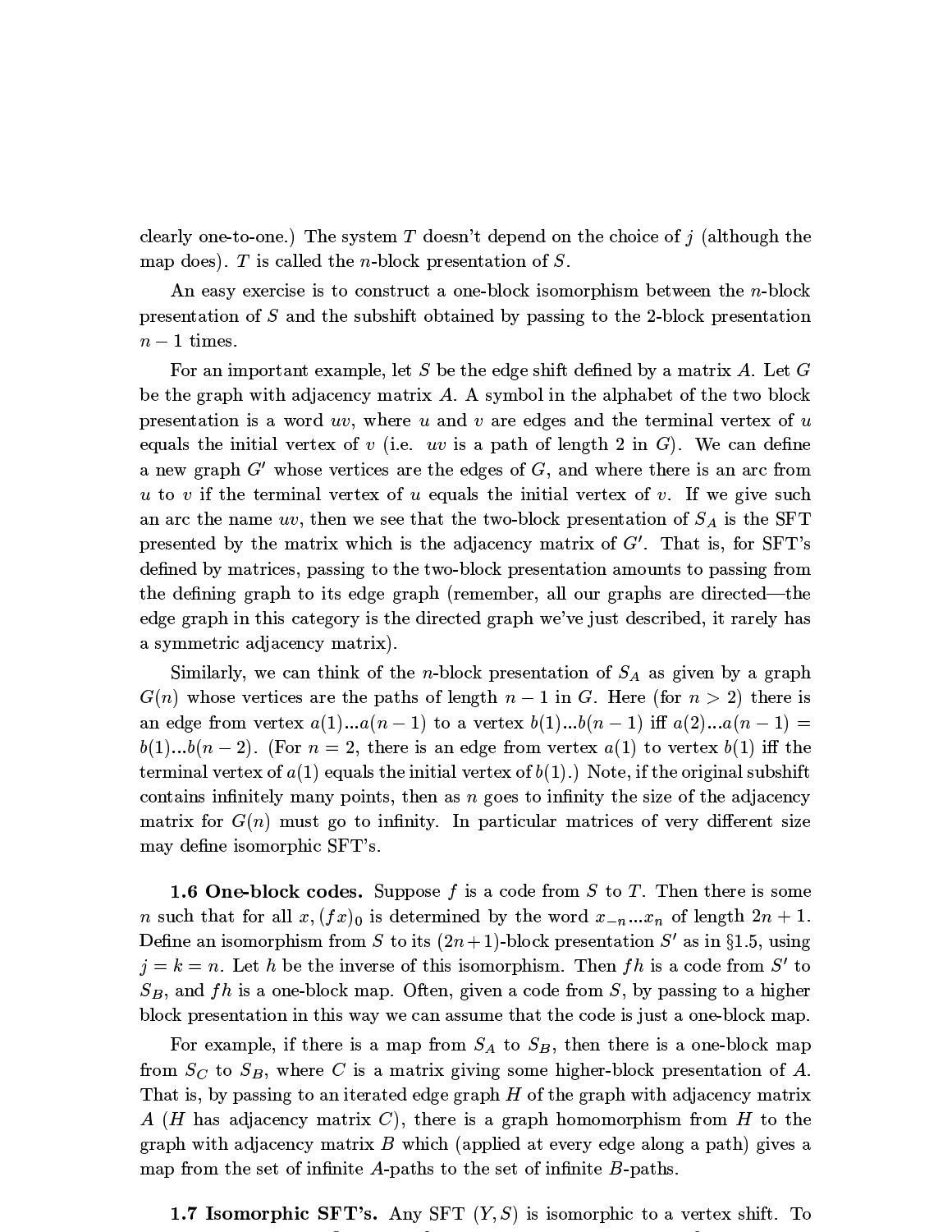clearly one-to-one.) The system $T$ doesn't depend on the choice of $j$ (although the map does). $T$ is called the $n$-block presentation of $S$.

An easy exercise is to construct a one-block isomorphism between the $n$-block presentation of $S$ and the subshift obtained by passing to the 2-block presentation $n-1$ times.

For an important example, let $S$ be the edge shift defined by a matrix $A$. Let $G$ be the graph with adjacency matrix $A$. A symbol in the alphabet of the two block presentation is a word $uv$, where $u$ and $v$ are edges and the terminal vertex of $u$ equals the initial vertex of $v$ (i.e. $uv$ is a path of length 2 in $G$). We can define a new graph $G'$ whose vertices are the edges of $G$, and where there is an arc from $u$ to $v$ if the terminal vertex of $u$ equals the initial vertex of $v$. If we give such an arc the name $uv$, then we see that the two-block presentation of $S_A$ is the SFT presented by the matrix which is the adjacency matrix of $G'$. That is, for SFT's defined by matrices, passing to the two-block presentation amounts to passing from the defining graph to its edge graph (remember, all our graphs are directed—the edge graph in this category is the directed graph we've just described, it rarely has a symmetric adjacency matrix).

Similarly, we can think of the $n$-block presentation of $S_A$ as given by a graph $G(n)$ whose vertices are the paths of length $n-1$ in $G$. Here (for $n>2$) there is an edge from vertex $a(1)...a(n-1)$ to a vertex $b(1)...b(n-1)$ iff $a(2)...a(n-1) = b(1)...b(n-2)$. (For $n=2$, there is an edge from vertex $a(1)$ to vertex $b(1)$ iff the terminal vertex of $a(1)$ equals the initial vertex of $b(1)$.) Note, if the original subshift contains infinitely many points, then as $n$ goes to infinity the size of the adjacency matrix for $G(n)$ must go to infinity. In particular matrices of very different size may define isomorphic SFT's.

**1.6 One-block codes.** Suppose $f$ is a code from $S$ to $T$. Then there is some $n$ such that for all $x$, $(fx)_0$ is determined by the word $x_{-n}...x_n$ of length $2n+1$. Define an isomorphism from $S$ to its $(2n+1)$-block presentation $S'$ as in §1.5, using $j=k=n$. Let $h$ be the inverse of this isomorphism. Then $fh$ is a code from $S'$ to $S_B$, and $fh$ is a one-block map. Often, given a code from $S$, by passing to a higher block presentation in this way we can assume that the code is just a one-block map.

For example, if there is a map from $S_A$ to $S_B$, then there is a one-block map from $S_C$ to $S_B$, where $C$ is a matrix giving some higher-block presentation of $A$. That is, by passing to an iterated edge graph $H$ of the graph with adjacency matrix $A$ ($H$ has adjacency matrix $C$), there is a graph homomorphism from $H$ to the graph with adjacency matrix $B$ which (applied at every edge along a path) gives a map from the set of infinite $A$-paths to the set of infinite $B$-paths.

**1.7 Isomorphic SFT's.** Any SFT $(Y,S)$ is isomorphic to a vertex shift. To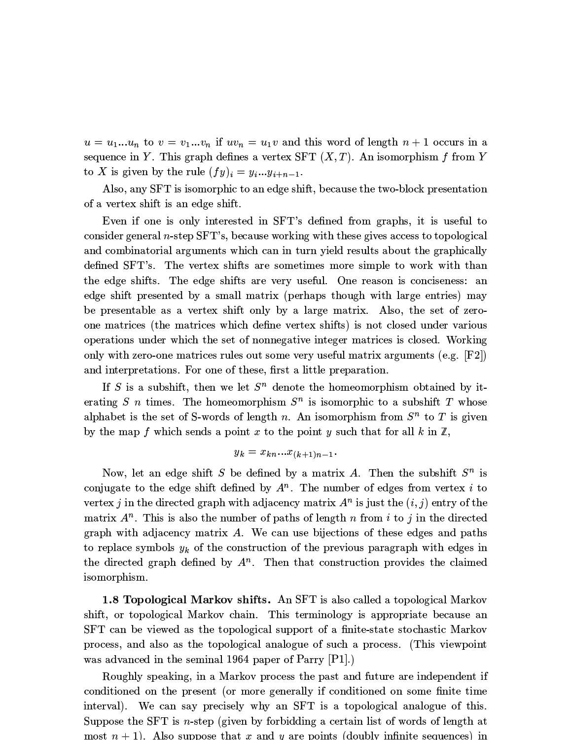$u = u_1...u_n$ to $v = v_1...v_n$ if $uv_n = u_1v$ and this word of length $n+1$ occurs in a sequence in $Y$. This graph defines a vertex SFT $(X,T)$. An isomorphism $f$ from $Y$ to $X$ is given by the rule $(fy)_i = y_i...y_{i+n-1}$.

Also, any SFT is isomorphic to an edge shift, because the two-block presentation of a vertex shift is an edge shift.

Even if one is only interested in SFT's defined from graphs, it is useful to consider general $n$-step SFT's, because working with these gives access to topological and combinatorial arguments which can in turn yield results about the graphically defined SFT's. The vertex shifts are sometimes more simple to work with than the edge shifts. The edge shifts are very useful. One reason is conciseness: an edge shift presented by a small matrix (perhaps though with large entries) may be presentable as a vertex shift only by a large matrix. Also, the set of zero-one matrices (the matrices which define vertex shifts) is not closed under various operations under which the set of nonnegative integer matrices is closed. Working only with zero-one matrices rules out some very useful matrix arguments (e.g. [F2]) and interpretations. For one of these, first a little preparation.

If $S$ is a subshift, then we let $S^n$ denote the homeomorphism obtained by iterating $S$ $n$ times. The homeomorphism $S^n$ is isomorphic to a subshift $T$ whose alphabet is the set of S-words of length $n$. An isomorphism from $S^n$ to $T$ is given by the map $f$ which sends a point $x$ to the point $y$ such that for all $k$ in $\mathbb{Z}$,

$$y_k = x_{kn}...x_{(k+1)n-1}.$$

Now, let an edge shift $S$ be defined by a matrix $A$. Then the subshift $S^n$ is conjugate to the edge shift defined by $A^n$. The number of edges from vertex $i$ to vertex $j$ in the directed graph with adjacency matrix $A^n$ is just the $(i,j)$ entry of the matrix $A^n$. This is also the number of paths of length $n$ from $i$ to $j$ in the directed graph with adjacency matrix $A$. We can use bijections of these edges and paths to replace symbols $y_k$ of the construction of the previous paragraph with edges in the directed graph defined by $A^n$. Then that construction provides the claimed isomorphism.

**1.8 Topological Markov shifts.** An SFT is also called a topological Markov shift, or topological Markov chain. This terminology is appropriate because an SFT can be viewed as the topological support of a finite-state stochastic Markov process, and also as the topological analogue of such a process. (This viewpoint was advanced in the seminal 1964 paper of Parry [P1].)

Roughly speaking, in a Markov process the past and future are independent if conditioned on the present (or more generally if conditioned on some finite time interval). We can say precisely why an SFT is a topological analogue of this. Suppose the SFT is $n$-step (given by forbidding a certain list of words of length at most $n+1$). Also suppose that $x$ and $y$ are points (doubly infinite sequences) in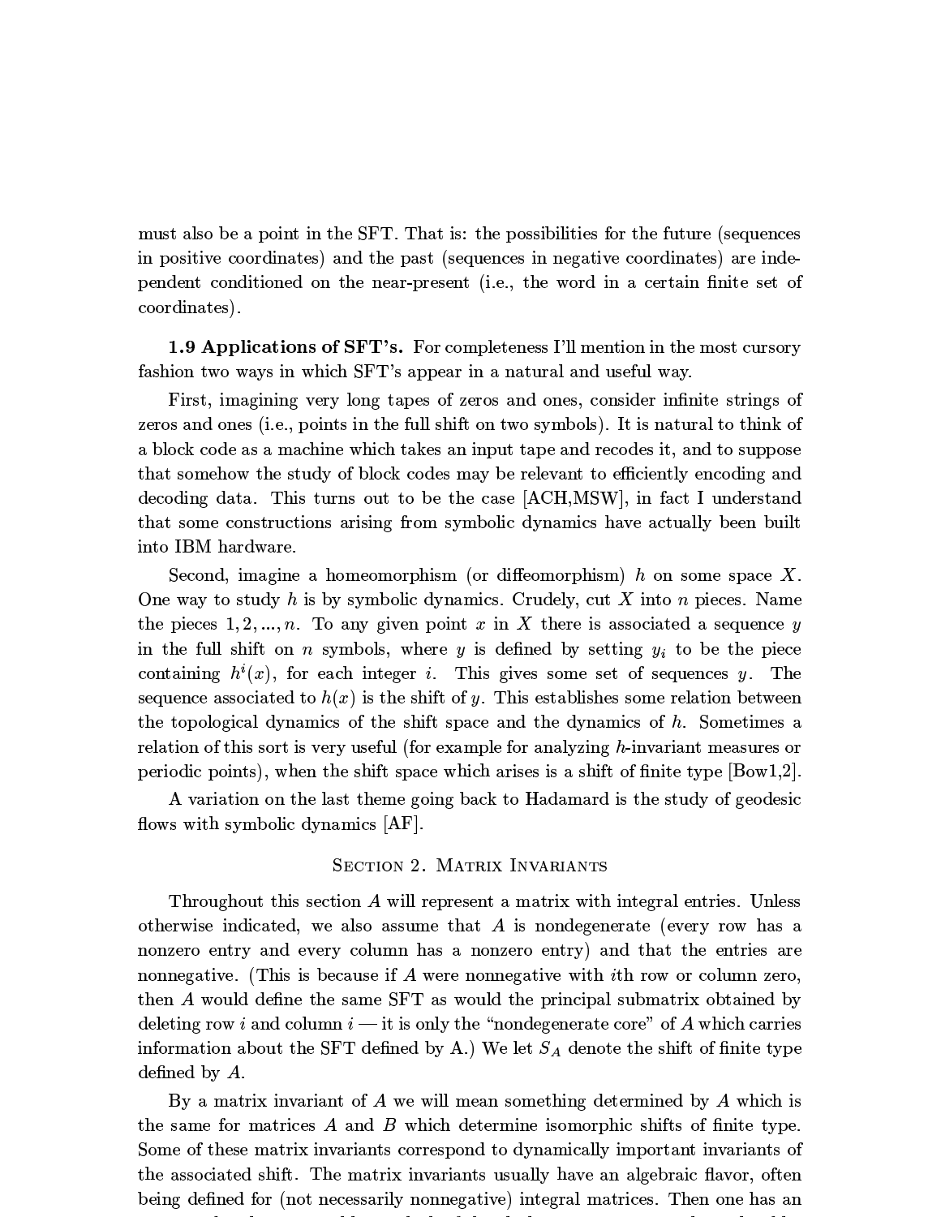must also be a point in the SFT. That is: the possibilities for the future (sequences in positive coordinates) and the past (sequences in negative coordinates) are independent conditioned on the near-present (i.e., the word in a certain finite set of coordinates).

**1.9 Applications of SFT's.** For completeness I'll mention in the most cursory fashion two ways in which SFT's appear in a natural and useful way.

First, imagining very long tapes of zeros and ones, consider infinite strings of zeros and ones (i.e., points in the full shift on two symbols). It is natural to think of a block code as a machine which takes an input tape and recodes it, and to suppose that somehow the study of block codes may be relevant to efficiently encoding and decoding data. This turns out to be the case [ACH,MSW], in fact I understand that some constructions arising from symbolic dynamics have actually been built into IBM hardware.

Second, imagine a homeomorphism (or diffeomorphism) $h$ on some space $X$. One way to study $h$ is by symbolic dynamics. Crudely, cut $X$ into $n$ pieces. Name the pieces $1, 2, ..., n$. To any given point $x$ in $X$ there is associated a sequence $y$ in the full shift on $n$ symbols, where $y$ is defined by setting $y_i$ to be the piece containing $h^i(x)$, for each integer $i$. This gives some set of sequences $y$. The sequence associated to $h(x)$ is the shift of $y$. This establishes some relation between the topological dynamics of the shift space and the dynamics of $h$. Sometimes a relation of this sort is very useful (for example for analyzing $h$-invariant measures or periodic points), when the shift space which arises is a shift of finite type [Bow1,2].

A variation on the last theme going back to Hadamard is the study of geodesic flows with symbolic dynamics [AF].

## Section 2. Matrix Invariants

Throughout this section $A$ will represent a matrix with integral entries. Unless otherwise indicated, we also assume that $A$ is nondegenerate (every row has a nonzero entry and every column has a nonzero entry) and that the entries are nonnegative. (This is because if $A$ were nonnegative with $i$th row or column zero, then $A$ would define the same SFT as would the principal submatrix obtained by deleting row $i$ and column $i$ — it is only the "nondegenerate core" of $A$ which carries information about the SFT defined by A.) We let $S_A$ denote the shift of finite type defined by $A$.

By a matrix invariant of $A$ we will mean something determined by $A$ which is the same for matrices $A$ and $B$ which determine isomorphic shifts of finite type. Some of these matrix invariants correspond to dynamically important invariants of the associated shift. The matrix invariants usually have an algebraic flavor, often being defined for (not necessarily nonnegative) integral matrices. Then one has an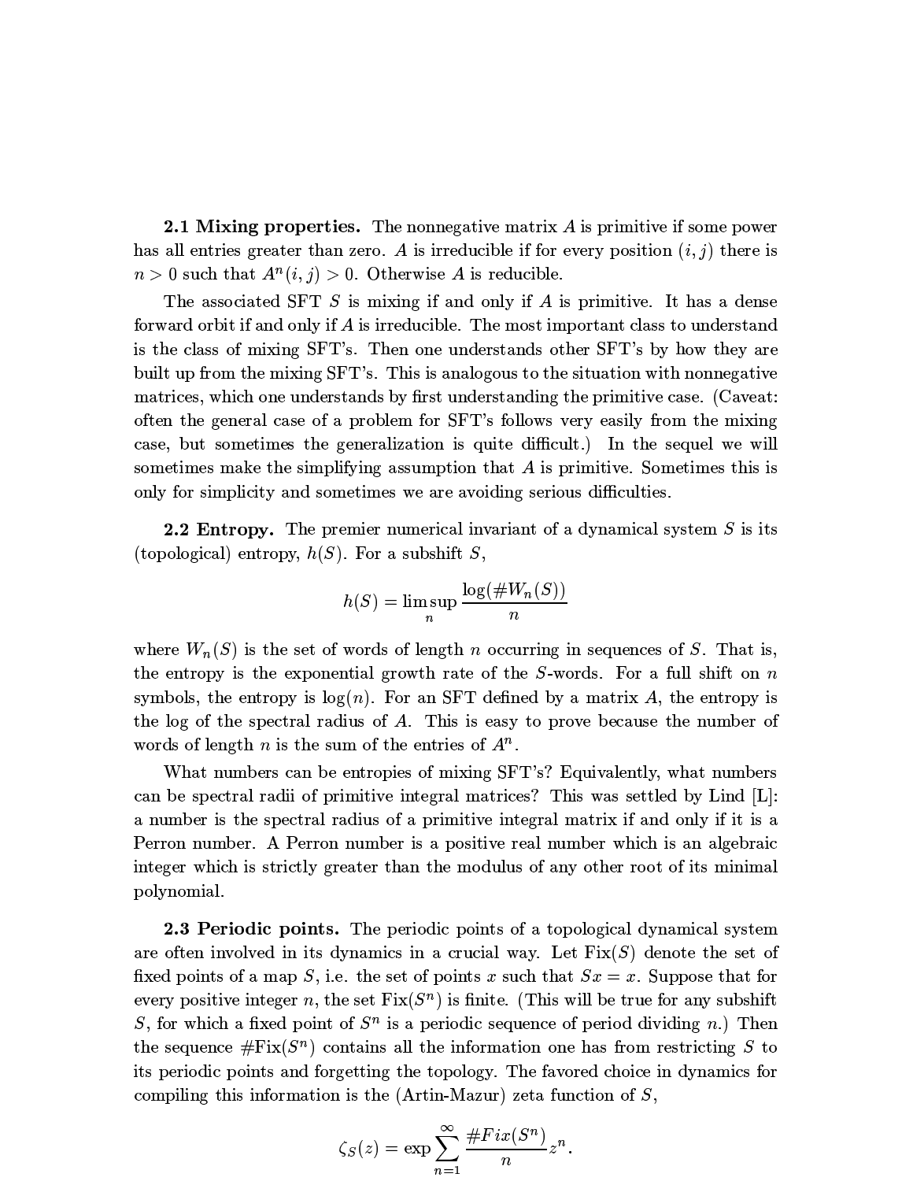**2.1 Mixing properties.** The nonnegative matrix $A$ is primitive if some power has all entries greater than zero. $A$ is irreducible if for every position $(i, j)$ there is $n > 0$ such that $A^n(i, j) > 0$. Otherwise $A$ is reducible.

The associated SFT $S$ is mixing if and only if $A$ is primitive. It has a dense forward orbit if and only if $A$ is irreducible. The most important class to understand is the class of mixing SFT's. Then one understands other SFT's by how they are built up from the mixing SFT's. This is analogous to the situation with nonnegative matrices, which one understands by first understanding the primitive case. (Caveat: often the general case of a problem for SFT's follows very easily from the mixing case, but sometimes the generalization is quite difficult.) In the sequel we will sometimes make the simplifying assumption that $A$ is primitive. Sometimes this is only for simplicity and sometimes we are avoiding serious difficulties.

**2.2 Entropy.** The premier numerical invariant of a dynamical system $S$ is its (topological) entropy, $h(S)$. For a subshift $S$,

$$h(S) = \limsup_n \frac{\log(\#W_n(S))}{n}$$

where $W_n(S)$ is the set of words of length $n$ occurring in sequences of $S$. That is, the entropy is the exponential growth rate of the $S$-words. For a full shift on $n$ symbols, the entropy is $\log(n)$. For an SFT defined by a matrix $A$, the entropy is the log of the spectral radius of $A$. This is easy to prove because the number of words of length $n$ is the sum of the entries of $A^n$.

What numbers can be entropies of mixing SFT's? Equivalently, what numbers can be spectral radii of primitive integral matrices? This was settled by Lind [L]: a number is the spectral radius of a primitive integral matrix if and only if it is a Perron number. A Perron number is a positive real number which is an algebraic integer which is strictly greater than the modulus of any other root of its minimal polynomial.

**2.3 Periodic points.** The periodic points of a topological dynamical system are often involved in its dynamics in a crucial way. Let $\text{Fix}(S)$ denote the set of fixed points of a map $S$, i.e. the set of points $x$ such that $Sx = x$. Suppose that for every positive integer $n$, the set $\text{Fix}(S^n)$ is finite. (This will be true for any subshift $S$, for which a fixed point of $S^n$ is a periodic sequence of period dividing $n$.) Then the sequence $\#\text{Fix}(S^n)$ contains all the information one has from restricting $S$ to its periodic points and forgetting the topology. The favored choice in dynamics for compiling this information is the (Artin-Mazur) zeta function of $S$,

$$\zeta_S(z) = \exp \sum_{n=1}^{\infty} \frac{\#Fix(S^n)}{n} z^n .$$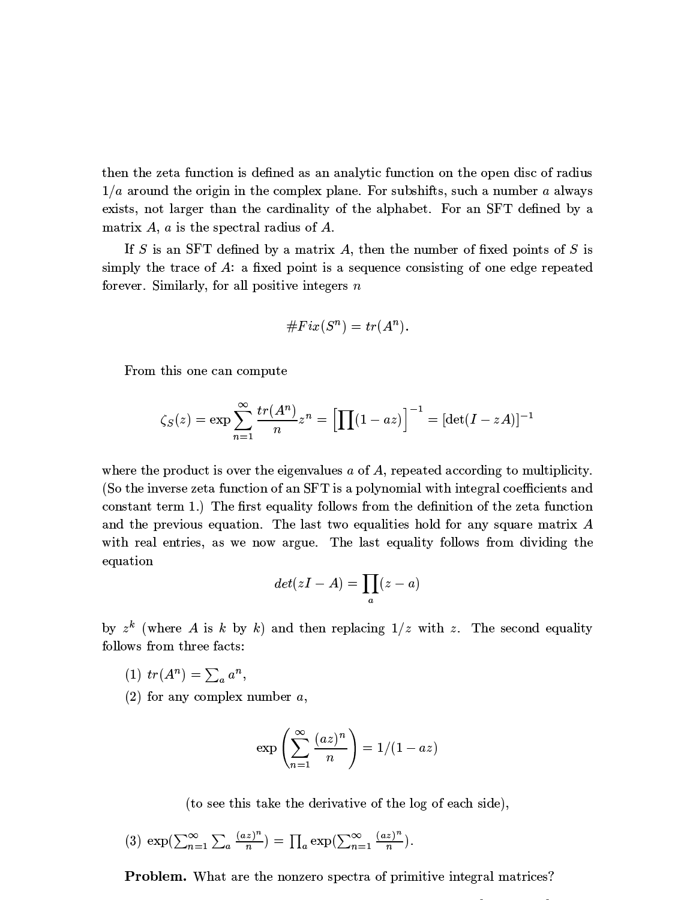then the zeta function is defined as an analytic function on the open disc of radius $1/a$ around the origin in the complex plane. For subshifts, such a number $a$ always exists, not larger than the cardinality of the alphabet. For an SFT defined by a matrix $A$, $a$ is the spectral radius of $A$.

If $S$ is an SFT defined by a matrix $A$, then the number of fixed points of $S$ is simply the trace of $A$: a fixed point is a sequence consisting of one edge repeated forever. Similarly, for all positive integers $n$

$$\#Fix(S^n) = tr(A^n).$$

From this one can compute

$$\zeta_S(z) = \exp \sum_{n=1}^{\infty} \frac{tr(A^n)}{n} z^n = \Big[\prod (1 - az)\Big]^{-1} = [\det(I - zA)]^{-1}$$

where the product is over the eigenvalues $a$ of $A$, repeated according to multiplicity. (So the inverse zeta function of an SFT is a polynomial with integral coefficients and constant term 1.) The first equality follows from the definition of the zeta function and the previous equation. The last two equalities hold for any square matrix $A$ with real entries, as we now argue. The last equality follows from dividing the equation

$$det(zI - A) = \prod_a (z - a)$$

by $z^k$ (where $A$ is $k$ by $k$) and then replacing $1/z$ with $z$. The second equality follows from three facts:

(1) $tr(A^n) = \sum_a a^n$,

(2) for any complex number $a$,

$$\exp\left(\sum_{n=1}^{\infty} \frac{(az)^n}{n}\right) = 1/(1 - az)$$

(to see this take the derivative of the log of each side),

(3) $\exp(\sum_{n=1}^{\infty} \sum_a \frac{(az)^n}{n}) = \prod_a \exp(\sum_{n=1}^{\infty} \frac{(az)^n}{n})$.

**Problem.** What are the nonzero spectra of primitive integral matrices?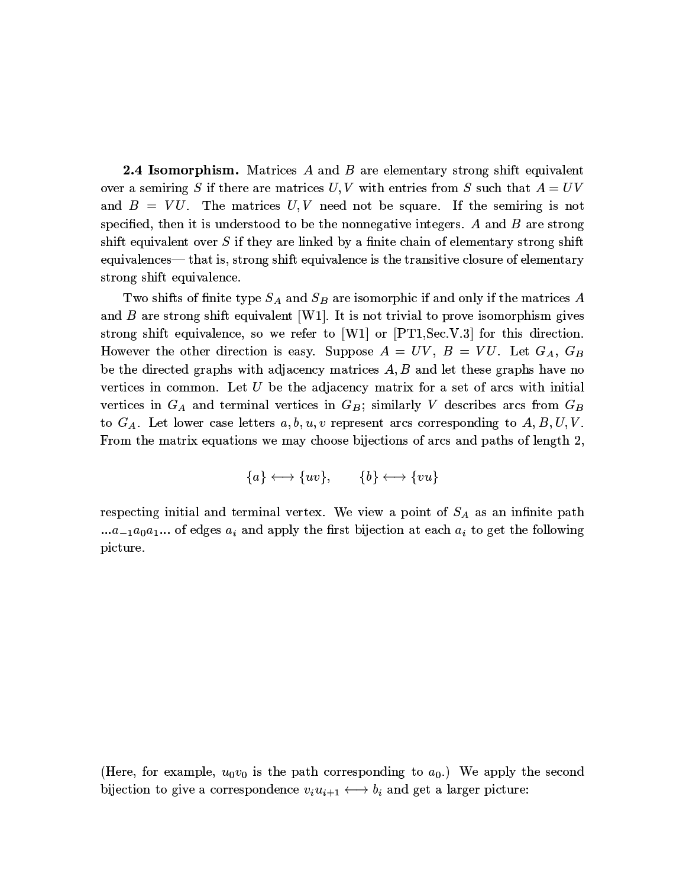**2.4 Isomorphism.** Matrices $A$ and $B$ are elementary strong shift equivalent over a semiring $S$ if there are matrices $U, V$ with entries from $S$ such that $A = UV$ and $B = VU$. The matrices $U, V$ need not be square. If the semiring is not specified, then it is understood to be the nonnegative integers. $A$ and $B$ are strong shift equivalent over $S$ if they are linked by a finite chain of elementary strong shift equivalences— that is, strong shift equivalence is the transitive closure of elementary strong shift equivalence.

Two shifts of finite type $S_A$ and $S_B$ are isomorphic if and only if the matrices $A$ and $B$ are strong shift equivalent [W1]. It is not trivial to prove isomorphism gives strong shift equivalence, so we refer to [W1] or [PT1,Sec.V.3] for this direction. However the other direction is easy. Suppose $A = UV$, $B = VU$. Let $G_A$, $G_B$ be the directed graphs with adjacency matrices $A, B$ and let these graphs have no vertices in common. Let $U$ be the adjacency matrix for a set of arcs with initial vertices in $G_A$ and terminal vertices in $G_B$; similarly $V$ describes arcs from $G_B$ to $G_A$. Let lower case letters $a, b, u, v$ represent arcs corresponding to $A, B, U, V$. From the matrix equations we may choose bijections of arcs and paths of length 2,

$$\{a\} \longleftrightarrow \{uv\}, \qquad \{b\} \longleftrightarrow \{vu\}$$

respecting initial and terminal vertex. We view a point of $S_A$ as an infinite path $\ldots a_{-1}a_0a_1\ldots$ of edges $a_i$ and apply the first bijection at each $a_i$ to get the following picture.

(Here, for example, $u_0v_0$ is the path corresponding to $a_0$.) We apply the second bijection to give a correspondence $v_iu_{i+1} \longleftrightarrow b_i$ and get a larger picture: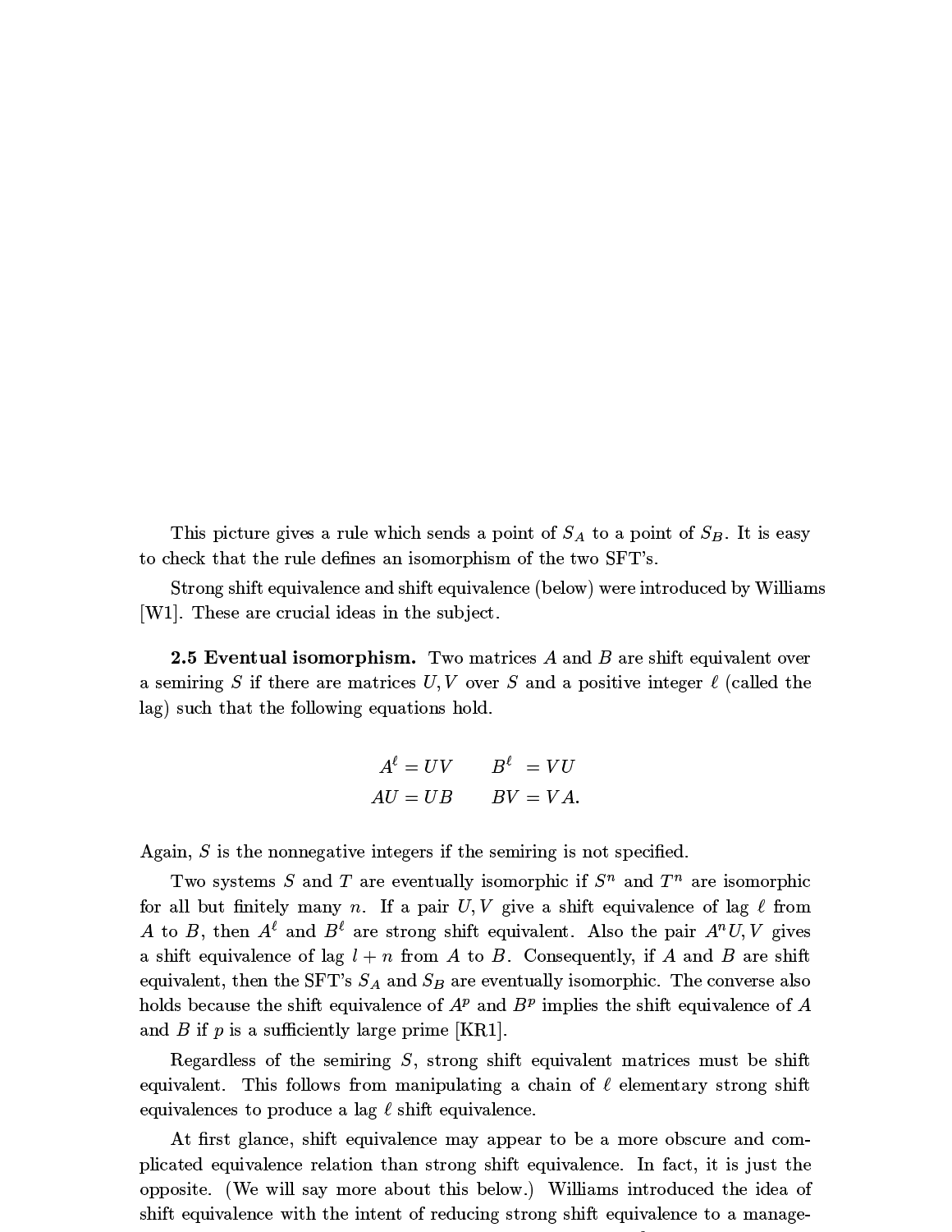This picture gives a rule which sends a point of $S_A$ to a point of $S_B$. It is easy to check that the rule defines an isomorphism of the two SFT's.

Strong shift equivalence and shift equivalence (below) were introduced by Williams [W1]. These are crucial ideas in the subject.

**2.5 Eventual isomorphism.** Two matrices $A$ and $B$ are shift equivalent over a semiring $S$ if there are matrices $U, V$ over $S$ and a positive integer $\ell$ (called the lag) such that the following equations hold.

$$
\begin{aligned}
A^\ell &= UV & \qquad B^\ell &= VU \\
AU &= UB & \qquad BV &= VA.
\end{aligned}
$$

Again, $S$ is the nonnegative integers if the semiring is not specified.

Two systems $S$ and $T$ are eventually isomorphic if $S^n$ and $T^n$ are isomorphic for all but finitely many $n$. If a pair $U, V$ give a shift equivalence of lag $\ell$ from $A$ to $B$, then $A^\ell$ and $B^\ell$ are strong shift equivalent. Also the pair $A^n U, V$ gives a shift equivalence of lag $l + n$ from $A$ to $B$. Consequently, if $A$ and $B$ are shift equivalent, then the SFT's $S_A$ and $S_B$ are eventually isomorphic. The converse also holds because the shift equivalence of $A^p$ and $B^p$ implies the shift equivalence of $A$ and $B$ if $p$ is a sufficiently large prime [KR1].

Regardless of the semiring $S$, strong shift equivalent matrices must be shift equivalent. This follows from manipulating a chain of $\ell$ elementary strong shift equivalences to produce a lag $\ell$ shift equivalence.

At first glance, shift equivalence may appear to be a more obscure and complicated equivalence relation than strong shift equivalence. In fact, it is just the opposite. (We will say more about this below.) Williams introduced the idea of shift equivalence with the intent of reducing strong shift equivalence to a manage-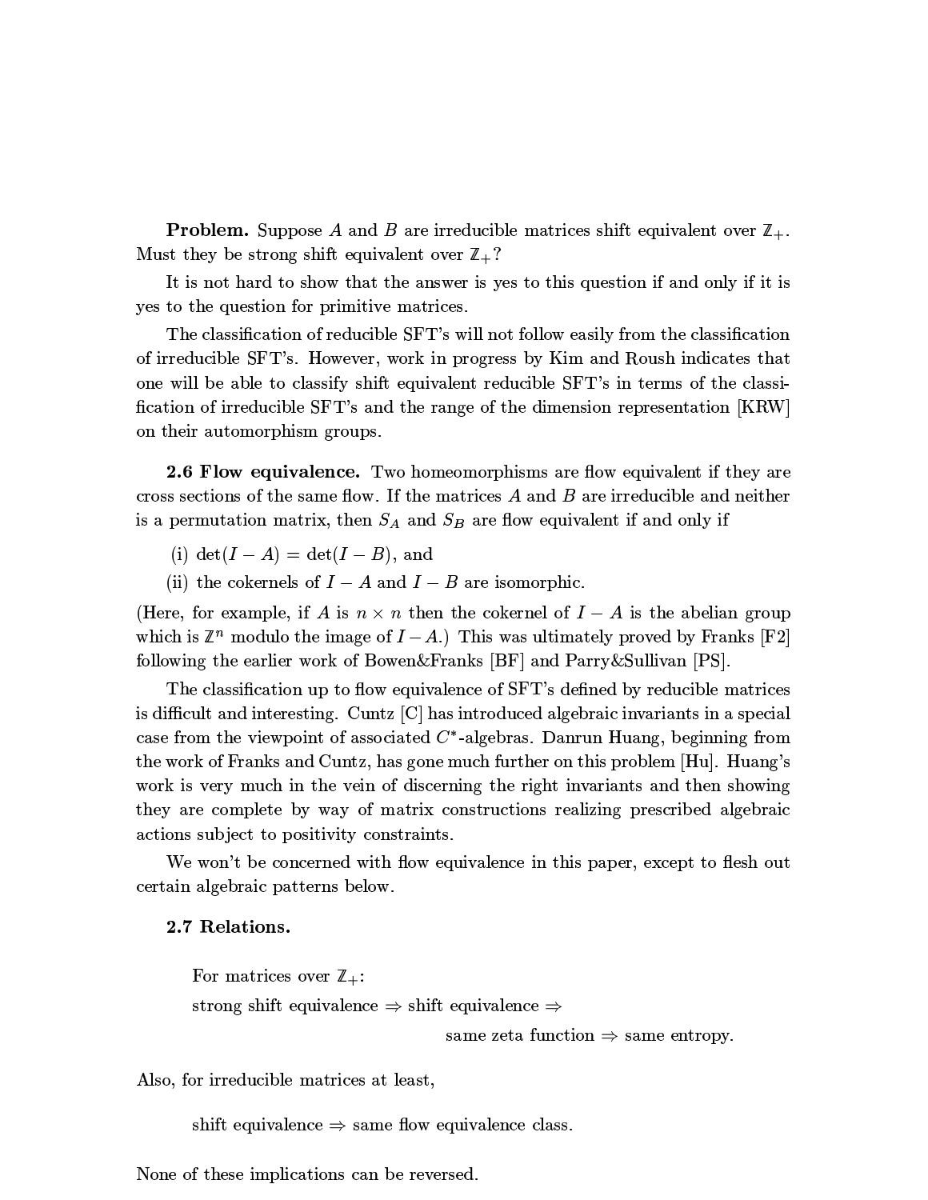**Problem.** Suppose $A$ and $B$ are irreducible matrices shift equivalent over $\mathbb{Z}_+$. Must they be strong shift equivalent over $\mathbb{Z}_+$?

It is not hard to show that the answer is yes to this question if and only if it is yes to the question for primitive matrices.

The classification of reducible SFT's will not follow easily from the classification of irreducible SFT's. However, work in progress by Kim and Roush indicates that one will be able to classify shift equivalent reducible SFT's in terms of the classification of irreducible SFT's and the range of the dimension representation [KRW] on their automorphism groups.

**2.6 Flow equivalence.** Two homeomorphisms are flow equivalent if they are cross sections of the same flow. If the matrices $A$ and $B$ are irreducible and neither is a permutation matrix, then $S_A$ and $S_B$ are flow equivalent if and only if

(i) $\det(I - A) = \det(I - B)$, and

(ii) the cokernels of $I - A$ and $I - B$ are isomorphic.

(Here, for example, if $A$ is $n \times n$ then the cokernel of $I - A$ is the abelian group which is $\mathbb{Z}^n$ modulo the image of $I - A$.) This was ultimately proved by Franks [F2] following the earlier work of Bowen&Franks [BF] and Parry&Sullivan [PS].

The classification up to flow equivalence of SFT's defined by reducible matrices is difficult and interesting. Cuntz [C] has introduced algebraic invariants in a special case from the viewpoint of associated $C^*$-algebras. Danrun Huang, beginning from the work of Franks and Cuntz, has gone much further on this problem [Hu]. Huang's work is very much in the vein of discerning the right invariants and then showing they are complete by way of matrix constructions realizing prescribed algebraic actions subject to positivity constraints.

We won't be concerned with flow equivalence in this paper, except to flesh out certain algebraic patterns below.

**2.7 Relations.**

For matrices over $\mathbb{Z}_+$:

strong shift equivalence $\Rightarrow$ shift equivalence $\Rightarrow$

same zeta function $\Rightarrow$ same entropy.

Also, for irreducible matrices at least,

shift equivalence $\Rightarrow$ same flow equivalence class.

None of these implications can be reversed.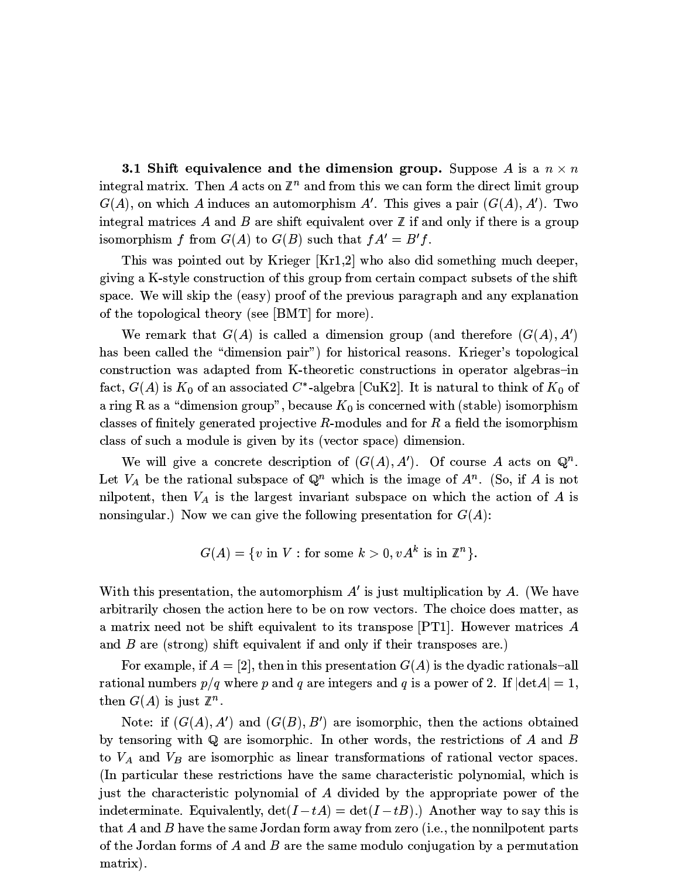**3.1 Shift equivalence and the dimension group.** Suppose $A$ is a $n \times n$ integral matrix. Then $A$ acts on $\mathbb{Z}^n$ and from this we can form the direct limit group $G(A)$, on which $A$ induces an automorphism $A'$. This gives a pair $(G(A), A')$. Two integral matrices $A$ and $B$ are shift equivalent over $\mathbb{Z}$ if and only if there is a group isomorphism $f$ from $G(A)$ to $G(B)$ such that $fA' = B'f$.

This was pointed out by Krieger [Kr1,2] who also did something much deeper, giving a K-style construction of this group from certain compact subsets of the shift space. We will skip the (easy) proof of the previous paragraph and any explanation of the topological theory (see [BMT] for more).

We remark that $G(A)$ is called a dimension group (and therefore $(G(A), A')$ has been called the "dimension pair") for historical reasons. Krieger's topological construction was adapted from K-theoretic constructions in operator algebras–in fact, $G(A)$ is $K_0$ of an associated $C^*$-algebra [CuK2]. It is natural to think of $K_0$ of a ring R as a "dimension group", because $K_0$ is concerned with (stable) isomorphism classes of finitely generated projective $R$-modules and for $R$ a field the isomorphism class of such a module is given by its (vector space) dimension.

We will give a concrete description of $(G(A), A')$. Of course $A$ acts on $\mathbb{Q}^n$. Let $V_A$ be the rational subspace of $\mathbb{Q}^n$ which is the image of $A^n$. (So, if $A$ is not nilpotent, then $V_A$ is the largest invariant subspace on which the action of $A$ is nonsingular.) Now we can give the following presentation for $G(A)$:

$$G(A) = \{v \text{ in } V : \text{for some } k > 0, vA^k \text{ is in } \mathbb{Z}^n\}.$$

With this presentation, the automorphism $A'$ is just multiplication by $A$. (We have arbitrarily chosen the action here to be on row vectors. The choice does matter, as a matrix need not be shift equivalent to its transpose [PT1]. However matrices $A$ and $B$ are (strong) shift equivalent if and only if their transposes are.)

For example, if $A = [2]$, then in this presentation $G(A)$ is the dyadic rationals–all rational numbers $p/q$ where $p$ and $q$ are integers and $q$ is a power of 2. If $|\det A| = 1$, then $G(A)$ is just $\mathbb{Z}^n$.

Note: if $(G(A), A')$ and $(G(B), B')$ are isomorphic, then the actions obtained by tensoring with $\mathbb{Q}$ are isomorphic. In other words, the restrictions of $A$ and $B$ to $V_A$ and $V_B$ are isomorphic as linear transformations of rational vector spaces. (In particular these restrictions have the same characteristic polynomial, which is just the characteristic polynomial of $A$ divided by the appropriate power of the indeterminate. Equivalently, $\det(I - tA) = \det(I - tB)$.) Another way to say this is that $A$ and $B$ have the same Jordan form away from zero (i.e., the nonnilpotent parts of the Jordan forms of $A$ and $B$ are the same modulo conjugation by a permutation matrix).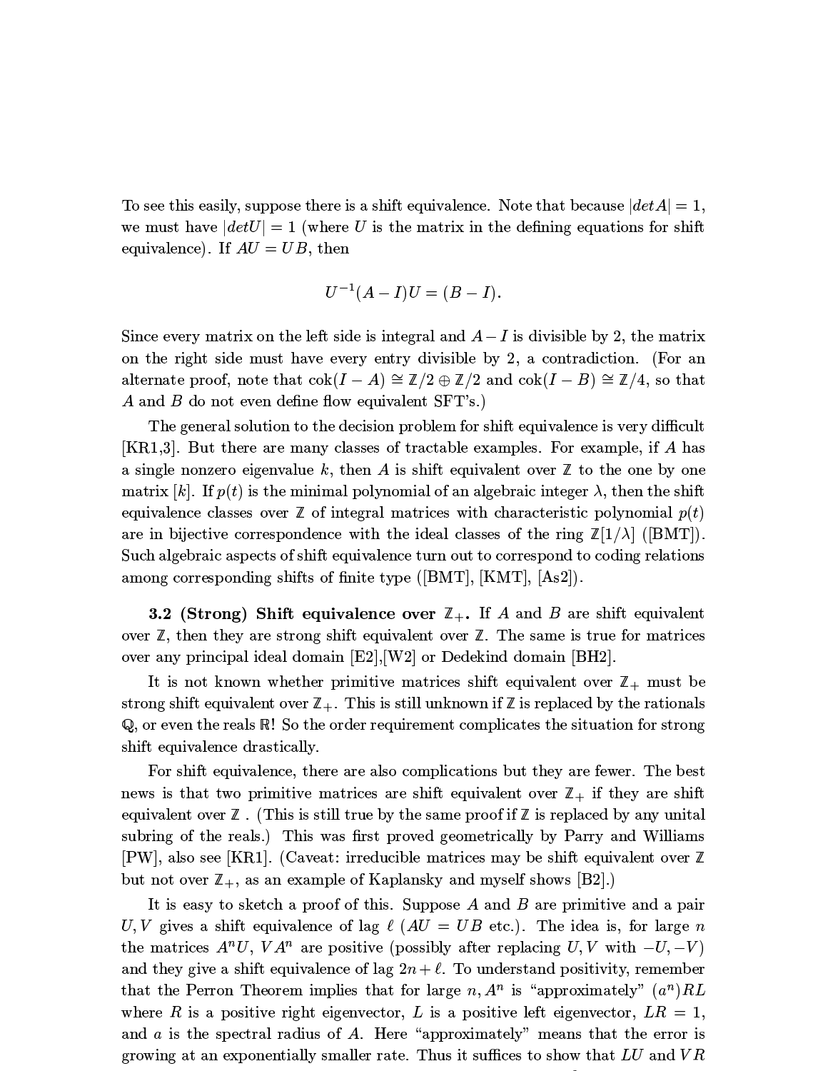To see this easily, suppose there is a shift equivalence. Note that because $|detA| = 1$, we must have $|detU| = 1$ (where $U$ is the matrix in the defining equations for shift equivalence). If $AU = UB$, then

$$U^{-1}(A - I)U = (B - I).$$

Since every matrix on the left side is integral and $A - I$ is divisible by 2, the matrix on the right side must have every entry divisible by 2, a contradiction. (For an alternate proof, note that $\text{cok}(I - A) \cong \mathbb{Z}/2 \oplus \mathbb{Z}/2$ and $\text{cok}(I - B) \cong \mathbb{Z}/4$, so that $A$ and $B$ do not even define flow equivalent SFT's.)

The general solution to the decision problem for shift equivalence is very difficult [KR1,3]. But there are many classes of tractable examples. For example, if $A$ has a single nonzero eigenvalue $k$, then $A$ is shift equivalent over $\mathbb{Z}$ to the one by one matrix $[k]$. If $p(t)$ is the minimal polynomial of an algebraic integer $\lambda$, then the shift equivalence classes over $\mathbb{Z}$ of integral matrices with characteristic polynomial $p(t)$ are in bijective correspondence with the ideal classes of the ring $\mathbb{Z}[1/\lambda]$ ([BMT]). Such algebraic aspects of shift equivalence turn out to correspond to coding relations among corresponding shifts of finite type ([BMT], [KMT], [As2]).

**3.2 (Strong) Shift equivalence over $\mathbb{Z}_+$.** If $A$ and $B$ are shift equivalent over $\mathbb{Z}$, then they are strong shift equivalent over $\mathbb{Z}$. The same is true for matrices over any principal ideal domain [E2],[W2] or Dedekind domain [BH2].

It is not known whether primitive matrices shift equivalent over $\mathbb{Z}_+$ must be strong shift equivalent over $\mathbb{Z}_+$. This is still unknown if $\mathbb{Z}$ is replaced by the rationals $\mathbb{Q}$, or even the reals $\mathbb{R}$! So the order requirement complicates the situation for strong shift equivalence drastically.

For shift equivalence, there are also complications but they are fewer. The best news is that two primitive matrices are shift equivalent over $\mathbb{Z}_+$ if they are shift equivalent over $\mathbb{Z}$ . (This is still true by the same proof if $\mathbb{Z}$ is replaced by any unital subring of the reals.) This was first proved geometrically by Parry and Williams [PW], also see [KR1]. (Caveat: irreducible matrices may be shift equivalent over $\mathbb{Z}$ but not over $\mathbb{Z}_+$, as an example of Kaplansky and myself shows [B2].)

It is easy to sketch a proof of this. Suppose $A$ and $B$ are primitive and a pair $U, V$ gives a shift equivalence of lag $\ell$ ($AU = UB$ etc.). The idea is, for large $n$ the matrices $A^nU$, $VA^n$ are positive (possibly after replacing $U, V$ with $-U, -V$) and they give a shift equivalence of lag $2n + \ell$. To understand positivity, remember that the Perron Theorem implies that for large $n$, $A^n$ is "approximately" $(a^n)RL$ where $R$ is a positive right eigenvector, $L$ is a positive left eigenvector, $LR = 1$, and $a$ is the spectral radius of $A$. Here "approximately" means that the error is growing at an exponentially smaller rate. Thus it suffices to show that $LU$ and $VR$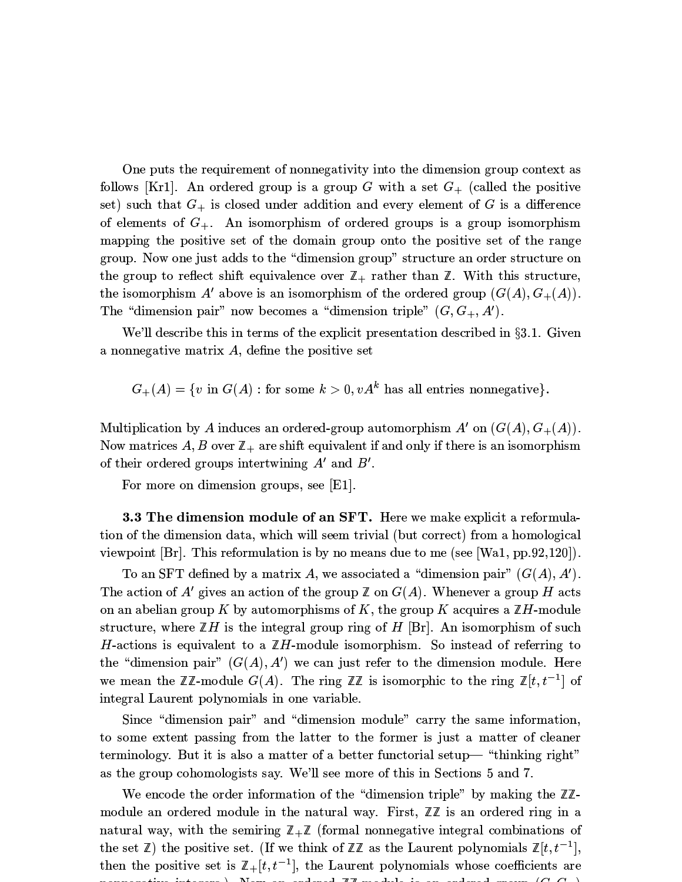One puts the requirement of nonnegativity into the dimension group context as follows [Kr1]. An ordered group is a group $G$ with a set $G_+$ (called the positive set) such that $G_+$ is closed under addition and every element of $G$ is a difference of elements of $G_+$. An isomorphism of ordered groups is a group isomorphism mapping the positive set of the domain group onto the positive set of the range group. Now one just adds to the "dimension group" structure an order structure on the group to reflect shift equivalence over $\mathbb{Z}_+$ rather than $\mathbb{Z}$. With this structure, the isomorphism $A'$ above is an isomorphism of the ordered group $(G(A), G_+(A))$. The "dimension pair" now becomes a "dimension triple" $(G, G_+, A')$.

We'll describe this in terms of the explicit presentation described in §3.1. Given a nonnegative matrix $A$, define the positive set

$$G_+(A) = \{v \text{ in } G(A) : \text{for some } k > 0, vA^k \text{ has all entries nonnegative}\}.$$

Multiplication by $A$ induces an ordered-group automorphism $A'$ on $(G(A), G_+(A))$. Now matrices $A, B$ over $\mathbb{Z}_+$ are shift equivalent if and only if there is an isomorphism of their ordered groups intertwining $A'$ and $B'$.

For more on dimension groups, see [E1].

**3.3 The dimension module of an SFT.** Here we make explicit a reformulation of the dimension data, which will seem trivial (but correct) from a homological viewpoint [Br]. This reformulation is by no means due to me (see [Wa1, pp.92,120]).

To an SFT defined by a matrix $A$, we associated a "dimension pair" $(G(A), A')$. The action of $A'$ gives an action of the group $\mathbb{Z}$ on $G(A)$. Whenever a group $H$ acts on an abelian group $K$ by automorphisms of $K$, the group $K$ acquires a $\mathbb{Z}H$-module structure, where $\mathbb{Z}H$ is the integral group ring of $H$ [Br]. An isomorphism of such $H$-actions is equivalent to a $\mathbb{Z}H$-module isomorphism. So instead of referring to the "dimension pair" $(G(A), A')$ we can just refer to the dimension module. Here we mean the $\mathbb{Z}\mathbb{Z}$-module $G(A)$. The ring $\mathbb{Z}\mathbb{Z}$ is isomorphic to the ring $\mathbb{Z}[t, t^{-1}]$ of integral Laurent polynomials in one variable.

Since "dimension pair" and "dimension module" carry the same information, to some extent passing from the latter to the former is just a matter of cleaner terminology. But it is also a matter of a better functorial setup— "thinking right" as the group cohomologists say. We'll see more of this in Sections 5 and 7.

We encode the order information of the "dimension triple" by making the $\mathbb{Z}\mathbb{Z}$-module an ordered module in the natural way. First, $\mathbb{Z}\mathbb{Z}$ is an ordered ring in a natural way, with the semiring $\mathbb{Z}_+\mathbb{Z}$ (formal nonnegative integral combinations of the set $\mathbb{Z}$) the positive set. (If we think of $\mathbb{Z}\mathbb{Z}$ as the Laurent polynomials $\mathbb{Z}[t, t^{-1}]$, then the positive set is $\mathbb{Z}_+[t, t^{-1}]$, the Laurent polynomials whose coefficients are nonnegative integers.) Now an ordered $\mathbb{Z}\mathbb{Z}$-module is an ordered group $(G, G_+)$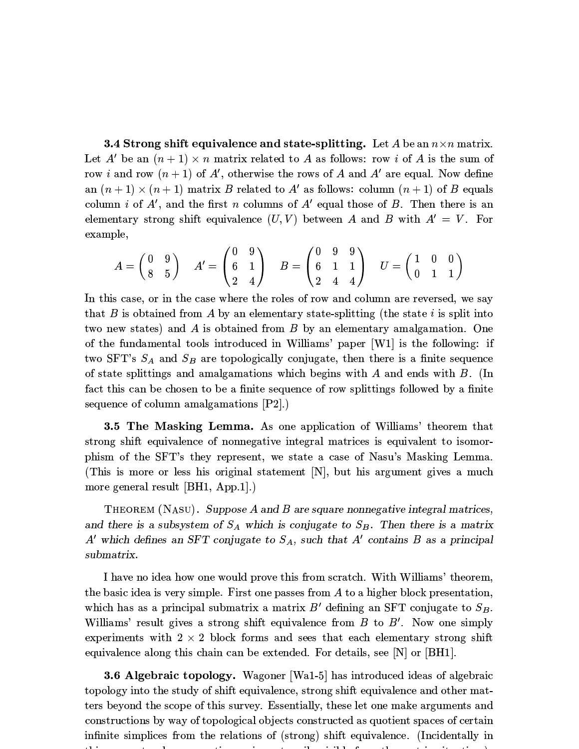**3.4 Strong shift equivalence and state-splitting.** Let $A$ be an $n \times n$ matrix. Let $A'$ be an $(n+1) \times n$ matrix related to $A$ as follows: row $i$ of $A$ is the sum of row $i$ and row $(n+1)$ of $A'$, otherwise the rows of $A$ and $A'$ are equal. Now define an $(n+1) \times (n+1)$ matrix $B$ related to $A'$ as follows: column $(n+1)$ of $B$ equals column $i$ of $A'$, and the first $n$ columns of $A'$ equal those of $B$. Then there is an elementary strong shift equivalence $(U, V)$ between $A$ and $B$ with $A' = V$. For example,

$$A = \begin{pmatrix} 0 & 9 \\ 8 & 5 \end{pmatrix} \quad A' = \begin{pmatrix} 0 & 9 \\ 6 & 1 \\ 2 & 4 \end{pmatrix} \quad B = \begin{pmatrix} 0 & 9 & 9 \\ 6 & 1 & 1 \\ 2 & 4 & 4 \end{pmatrix} \quad U = \begin{pmatrix} 1 & 0 & 0 \\ 0 & 1 & 1 \end{pmatrix}$$

In this case, or in the case where the roles of row and column are reversed, we say that $B$ is obtained from $A$ by an elementary state-splitting (the state $i$ is split into two new states) and $A$ is obtained from $B$ by an elementary amalgamation. One of the fundamental tools introduced in Williams' paper [W1] is the following: if two SFT's $S_A$ and $S_B$ are topologically conjugate, then there is a finite sequence of state splittings and amalgamations which begins with $A$ and ends with $B$. (In fact this can be chosen to be a finite sequence of row splittings followed by a finite sequence of column amalgamations [P2].)

**3.5 The Masking Lemma.** As one application of Williams' theorem that strong shift equivalence of nonnegative integral matrices is equivalent to isomorphism of the SFT's they represent, we state a case of Nasu's Masking Lemma. (This is more or less his original statement [N], but his argument gives a much more general result [BH1, App.1].)

THEOREM (NASU). *Suppose $A$ and $B$ are square nonnegative integral matrices, and there is a subsystem of $S_A$ which is conjugate to $S_B$. Then there is a matrix $A'$ which defines an SFT conjugate to $S_A$, such that $A'$ contains $B$ as a principal submatrix.*

I have no idea how one would prove this from scratch. With Williams' theorem, the basic idea is very simple. First one passes from $A$ to a higher block presentation, which has as a principal submatrix a matrix $B'$ defining an SFT conjugate to $S_B$. Williams' result gives a strong shift equivalence from $B$ to $B'$. Now one simply experiments with $2 \times 2$ block forms and sees that each elementary strong shift equivalence along this chain can be extended. For details, see [N] or [BH1].

**3.6 Algebraic topology.** Wagoner [Wa1-5] has introduced ideas of algebraic topology into the study of shift equivalence, strong shift equivalence and other matters beyond the scope of this survey. Essentially, these let one make arguments and constructions by way of topological objects constructed as quotient spaces of certain infinite simplices from the relations of (strong) shift equivalence. (Incidentally in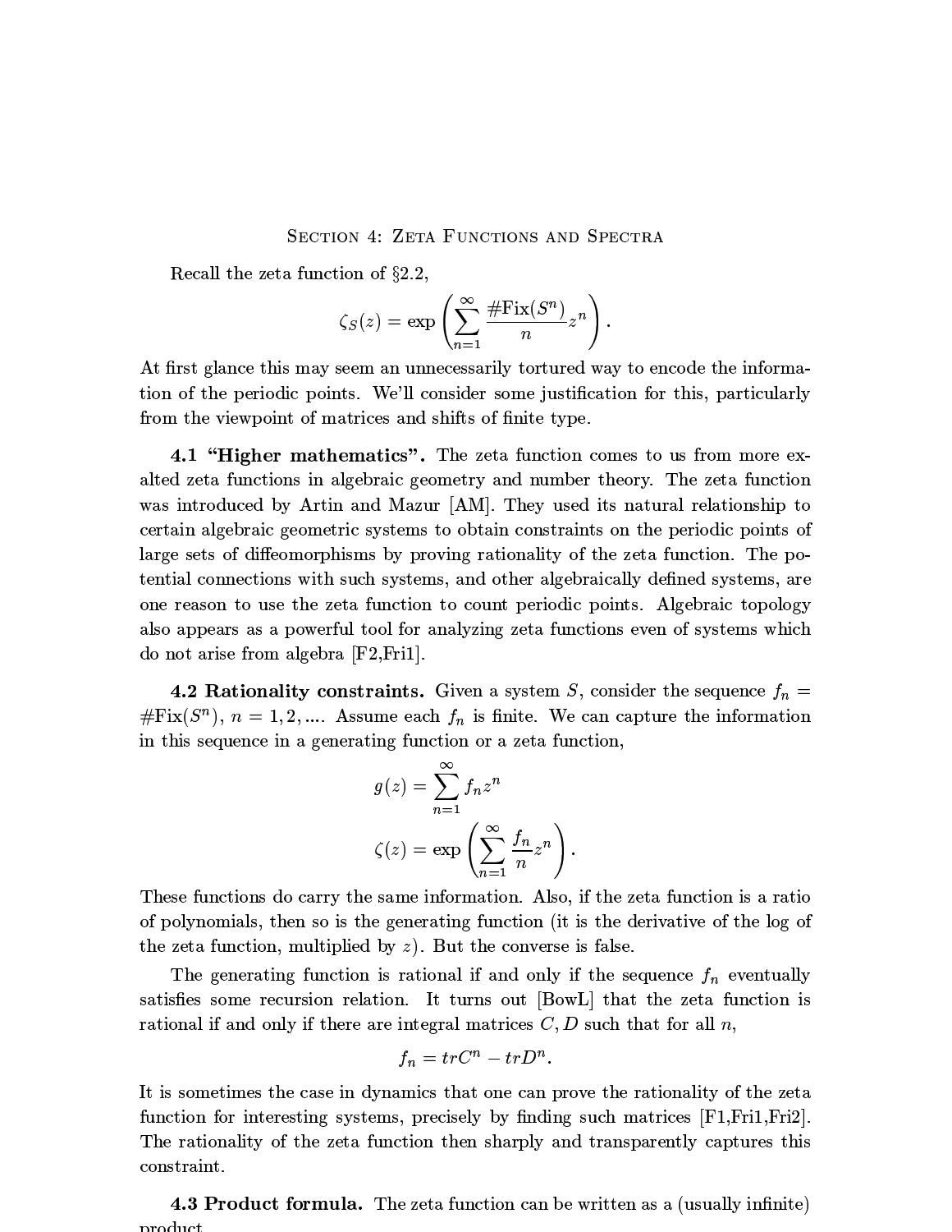## Section 4: Zeta Functions and Spectra

Recall the zeta function of §2.2,

$$\zeta_S(z) = \exp\left(\sum_{n=1}^{\infty} \frac{\#\mathrm{Fix}(S^n)}{n} z^n\right).$$

At first glance this may seem an unnecessarily tortured way to encode the information of the periodic points. We'll consider some justification for this, particularly from the viewpoint of matrices and shifts of finite type.

**4.1 "Higher mathematics".** The zeta function comes to us from more exalted zeta functions in algebraic geometry and number theory. The zeta function was introduced by Artin and Mazur [AM]. They used its natural relationship to certain algebraic geometric systems to obtain constraints on the periodic points of large sets of diffeomorphisms by proving rationality of the zeta function. The potential connections with such systems, and other algebraically defined systems, are one reason to use the zeta function to count periodic points. Algebraic topology also appears as a powerful tool for analyzing zeta functions even of systems which do not arise from algebra [F2,Fri1].

**4.2 Rationality constraints.** Given a system $S$, consider the sequence $f_n = \#\mathrm{Fix}(S^n)$, $n = 1, 2, \ldots$. Assume each $f_n$ is finite. We can capture the information in this sequence in a generating function or a zeta function,

$$g(z) = \sum_{n=1}^{\infty} f_n z^n$$

$$\zeta(z) = \exp\left(\sum_{n=1}^{\infty} \frac{f_n}{n} z^n\right).$$

These functions do carry the same information. Also, if the zeta function is a ratio of polynomials, then so is the generating function (it is the derivative of the log of the zeta function, multiplied by $z$). But the converse is false.

The generating function is rational if and only if the sequence $f_n$ eventually satisfies some recursion relation. It turns out [BowL] that the zeta function is rational if and only if there are integral matrices $C, D$ such that for all $n$,

$$f_n = trC^n - trD^n.$$

It is sometimes the case in dynamics that one can prove the rationality of the zeta function for interesting systems, precisely by finding such matrices [F1,Fri1,Fri2]. The rationality of the zeta function then sharply and transparently captures this constraint.

**4.3 Product formula.** The zeta function can be written as a (usually infinite) product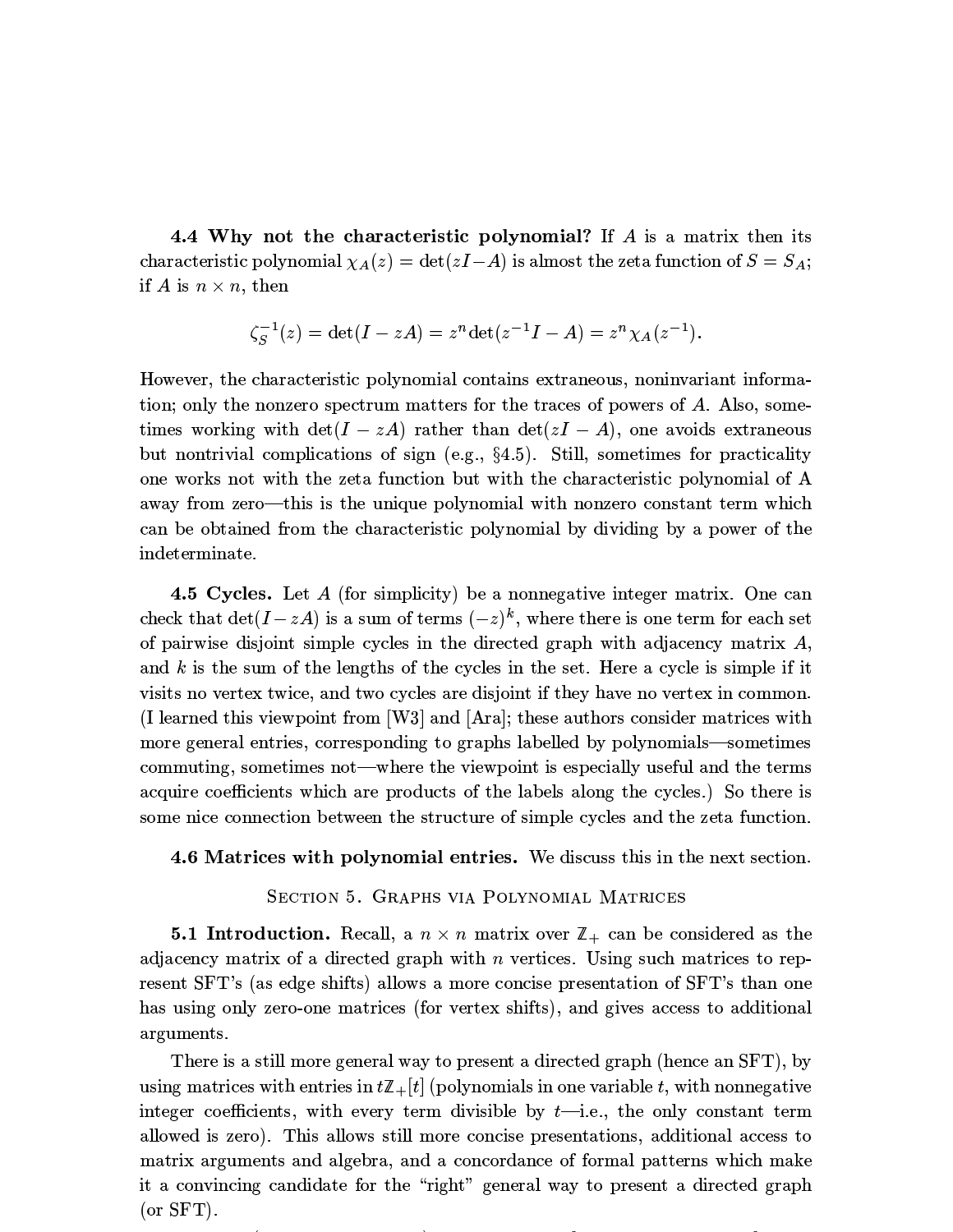**4.4 Why not the characteristic polynomial?** If $A$ is a matrix then its characteristic polynomial $\chi_A(z) = \det(zI - A)$ is almost the zeta function of $S = S_A$; if $A$ is $n \times n$, then

$$\zeta_S^{-1}(z) = \det(I - zA) = z^n \det(z^{-1}I - A) = z^n \chi_A(z^{-1}).$$

However, the characteristic polynomial contains extraneous, noninvariant information; only the nonzero spectrum matters for the traces of powers of $A$. Also, sometimes working with $\det(I - zA)$ rather than $\det(zI - A)$, one avoids extraneous but nontrivial complications of sign (e.g., §4.5). Still, sometimes for practicality one works not with the zeta function but with the characteristic polynomial of A away from zero—this is the unique polynomial with nonzero constant term which can be obtained from the characteristic polynomial by dividing by a power of the indeterminate.

**4.5 Cycles.** Let $A$ (for simplicity) be a nonnegative integer matrix. One can check that $\det(I - zA)$ is a sum of terms $(-z)^k$, where there is one term for each set of pairwise disjoint simple cycles in the directed graph with adjacency matrix $A$, and $k$ is the sum of the lengths of the cycles in the set. Here a cycle is simple if it visits no vertex twice, and two cycles are disjoint if they have no vertex in common. (I learned this viewpoint from [W3] and [Ara]; these authors consider matrices with more general entries, corresponding to graphs labelled by polynomials—sometimes commuting, sometimes not—where the viewpoint is especially useful and the terms acquire coefficients which are products of the labels along the cycles.) So there is some nice connection between the structure of simple cycles and the zeta function.

**4.6 Matrices with polynomial entries.** We discuss this in the next section.

## Section 5. Graphs via Polynomial Matrices

**5.1 Introduction.** Recall, a $n \times n$ matrix over $\mathbb{Z}_+$ can be considered as the adjacency matrix of a directed graph with $n$ vertices. Using such matrices to represent SFT's (as edge shifts) allows a more concise presentation of SFT's than one has using only zero-one matrices (for vertex shifts), and gives access to additional arguments.

There is a still more general way to present a directed graph (hence an SFT), by using matrices with entries in $t\mathbb{Z}_+[t]$ (polynomials in one variable $t$, with nonnegative integer coefficients, with every term divisible by $t$—i.e., the only constant term allowed is zero). This allows still more concise presentations, additional access to matrix arguments and algebra, and a concordance of formal patterns which make it a convincing candidate for the "right" general way to present a directed graph (or SFT).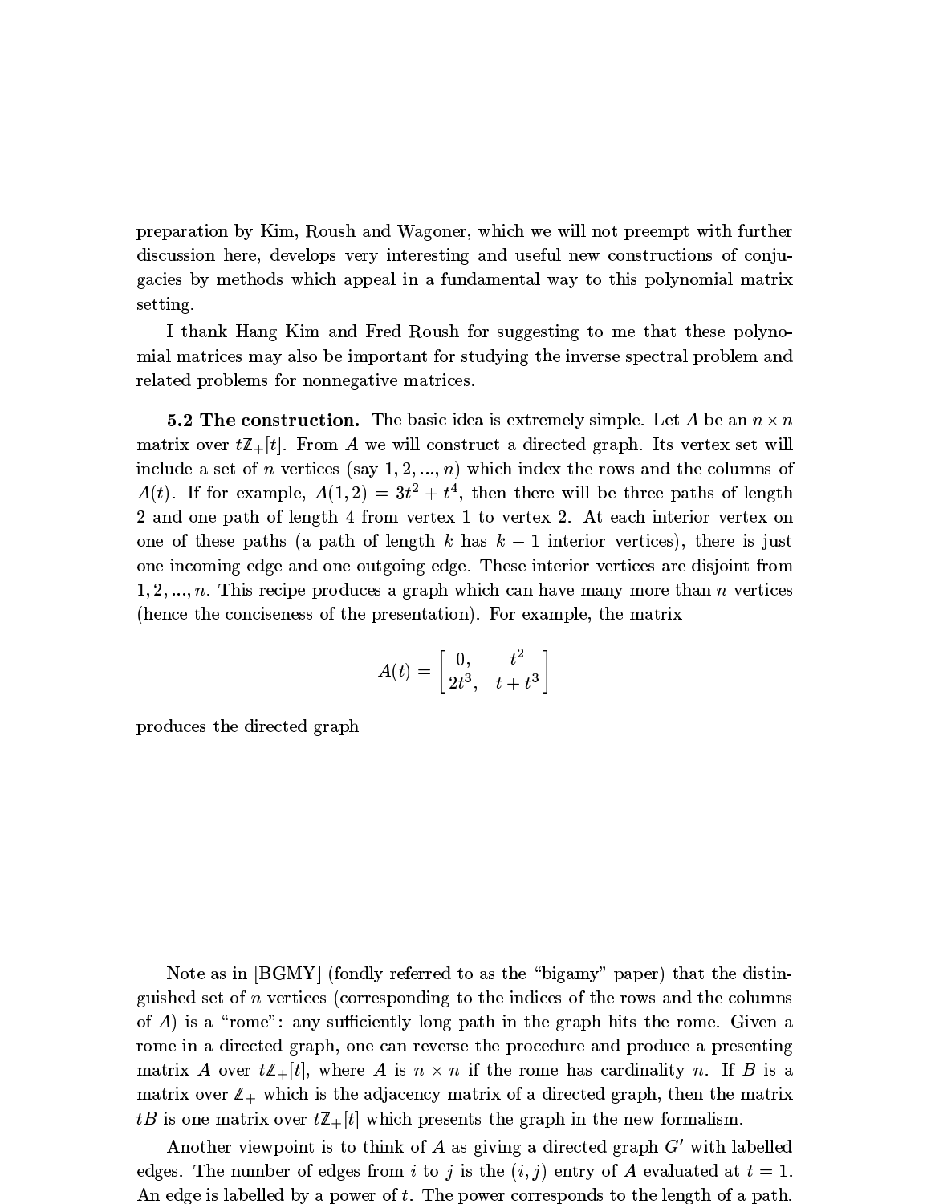preparation by Kim, Roush and Wagoner, which we will not preempt with further discussion here, develops very interesting and useful new constructions of conjugacies by methods which appeal in a fundamental way to this polynomial matrix setting.

I thank Hang Kim and Fred Roush for suggesting to me that these polynomial matrices may also be important for studying the inverse spectral problem and related problems for nonnegative matrices.

**5.2 The construction.** The basic idea is extremely simple. Let $A$ be an $n \times n$ matrix over $t\mathbb{Z}_+[t]$. From $A$ we will construct a directed graph. Its vertex set will include a set of $n$ vertices (say $1, 2, ..., n$) which index the rows and the columns of $A(t)$. If for example, $A(1,2) = 3t^2 + t^4$, then there will be three paths of length 2 and one path of length 4 from vertex 1 to vertex 2. At each interior vertex on one of these paths (a path of length $k$ has $k-1$ interior vertices), there is just one incoming edge and one outgoing edge. These interior vertices are disjoint from $1, 2, ..., n$. This recipe produces a graph which can have many more than $n$ vertices (hence the conciseness of the presentation). For example, the matrix

$$A(t) = \begin{bmatrix} 0, & t^2 \\ 2t^3, & t + t^3 \end{bmatrix}$$

produces the directed graph

Note as in [BGMY] (fondly referred to as the "bigamy" paper) that the distinguished set of $n$ vertices (corresponding to the indices of the rows and the columns of $A$) is a "rome": any sufficiently long path in the graph hits the rome. Given a rome in a directed graph, one can reverse the procedure and produce a presenting matrix $A$ over $t\mathbb{Z}_+[t]$, where $A$ is $n \times n$ if the rome has cardinality $n$. If $B$ is a matrix over $\mathbb{Z}_+$ which is the adjacency matrix of a directed graph, then the matrix $tB$ is one matrix over $t\mathbb{Z}_+[t]$ which presents the graph in the new formalism.

Another viewpoint is to think of $A$ as giving a directed graph $G'$ with labelled edges. The number of edges from $i$ to $j$ is the $(i,j)$ entry of $A$ evaluated at $t = 1$. An edge is labelled by a power of $t$. The power corresponds to the length of a path.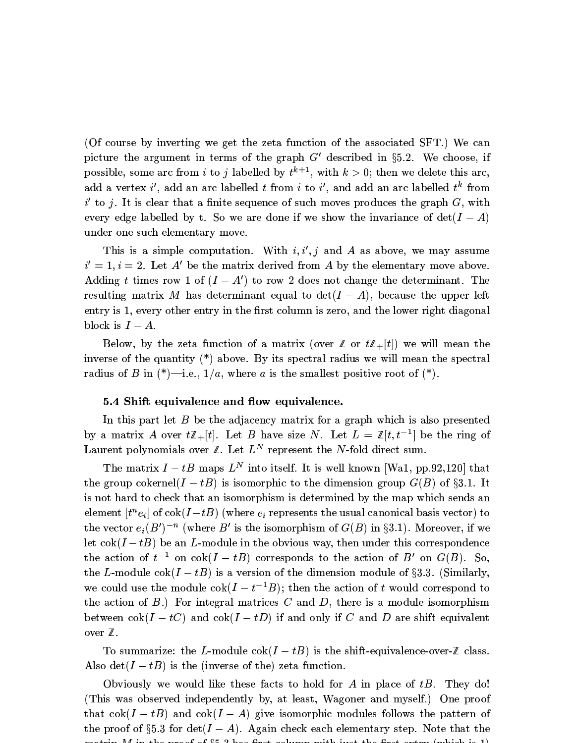(Of course by inverting we get the zeta function of the associated SFT.) We can picture the argument in terms of the graph $G'$ described in §5.2. We choose, if possible, some arc from $i$ to $j$ labelled by $t^{k+1}$, with $k > 0$; then we delete this arc, add a vertex $i'$, add an arc labelled $t$ from $i$ to $i'$, and add an arc labelled $t^k$ from $i'$ to $j$. It is clear that a finite sequence of such moves produces the graph $G$, with every edge labelled by t. So we are done if we show the invariance of $\det(I - A)$ under one such elementary move.

This is a simple computation. With $i, i', j$ and $A$ as above, we may assume $i' = 1, i = 2$. Let $A'$ be the matrix derived from $A$ by the elementary move above. Adding $t$ times row 1 of $(I - A')$ to row 2 does not change the determinant. The resulting matrix $M$ has determinant equal to $\det(I - A)$, because the upper left entry is 1, every other entry in the first column is zero, and the lower right diagonal block is $I - A$.

Below, by the zeta function of a matrix (over $\mathbb{Z}$ or $t\mathbb{Z}_+[t]$) we will mean the inverse of the quantity (*) above. By its spectral radius we will mean the spectral radius of $B$ in (*)—i.e., $1/a$, where $a$ is the smallest positive root of (*).

### 5.4 Shift equivalence and flow equivalence.

In this part let $B$ be the adjacency matrix for a graph which is also presented by a matrix $A$ over $t\mathbb{Z}_+[t]$. Let $B$ have size $N$. Let $L = \mathbb{Z}[t, t^{-1}]$ be the ring of Laurent polynomials over $\mathbb{Z}$. Let $L^N$ represent the $N$-fold direct sum.

The matrix $I - tB$ maps $L^N$ into itself. It is well known [Wa1, pp.92,120] that the group cokernel$(I - tB)$ is isomorphic to the dimension group $G(B)$ of §3.1. It is not hard to check that an isomorphism is determined by the map which sends an element $[t^n e_i]$ of $\text{cok}(I - tB)$ (where $e_i$ represents the usual canonical basis vector) to the vector $e_i(B')^{-n}$ (where $B'$ is the isomorphism of $G(B)$ in §3.1). Moreover, if we let $\text{cok}(I - tB)$ be an $L$-module in the obvious way, then under this correspondence the action of $t^{-1}$ on $\text{cok}(I - tB)$ corresponds to the action of $B'$ on $G(B)$. So, the $L$-module $\text{cok}(I - tB)$ is a version of the dimension module of §3.3. (Similarly, we could use the module $\text{cok}(I - t^{-1}B)$; then the action of $t$ would correspond to the action of $B$.) For integral matrices $C$ and $D$, there is a module isomorphism between $\text{cok}(I - tC)$ and $\text{cok}(I - tD)$ if and only if $C$ and $D$ are shift equivalent over $\mathbb{Z}$.

To summarize: the $L$-module $\text{cok}(I - tB)$ is the shift-equivalence-over-$\mathbb{Z}$ class. Also $\det(I - tB)$ is the (inverse of the) zeta function.

Obviously we would like these facts to hold for $A$ in place of $tB$. They do! (This was observed independently by, at least, Wagoner and myself.) One proof that $\text{cok}(I - tB)$ and $\text{cok}(I - A)$ give isomorphic modules follows the pattern of the proof of §5.3 for $\det(I - A)$. Again check each elementary step. Note that the matrix $M$ in the proof of §5.3 has first column with just the first entry (which is 1)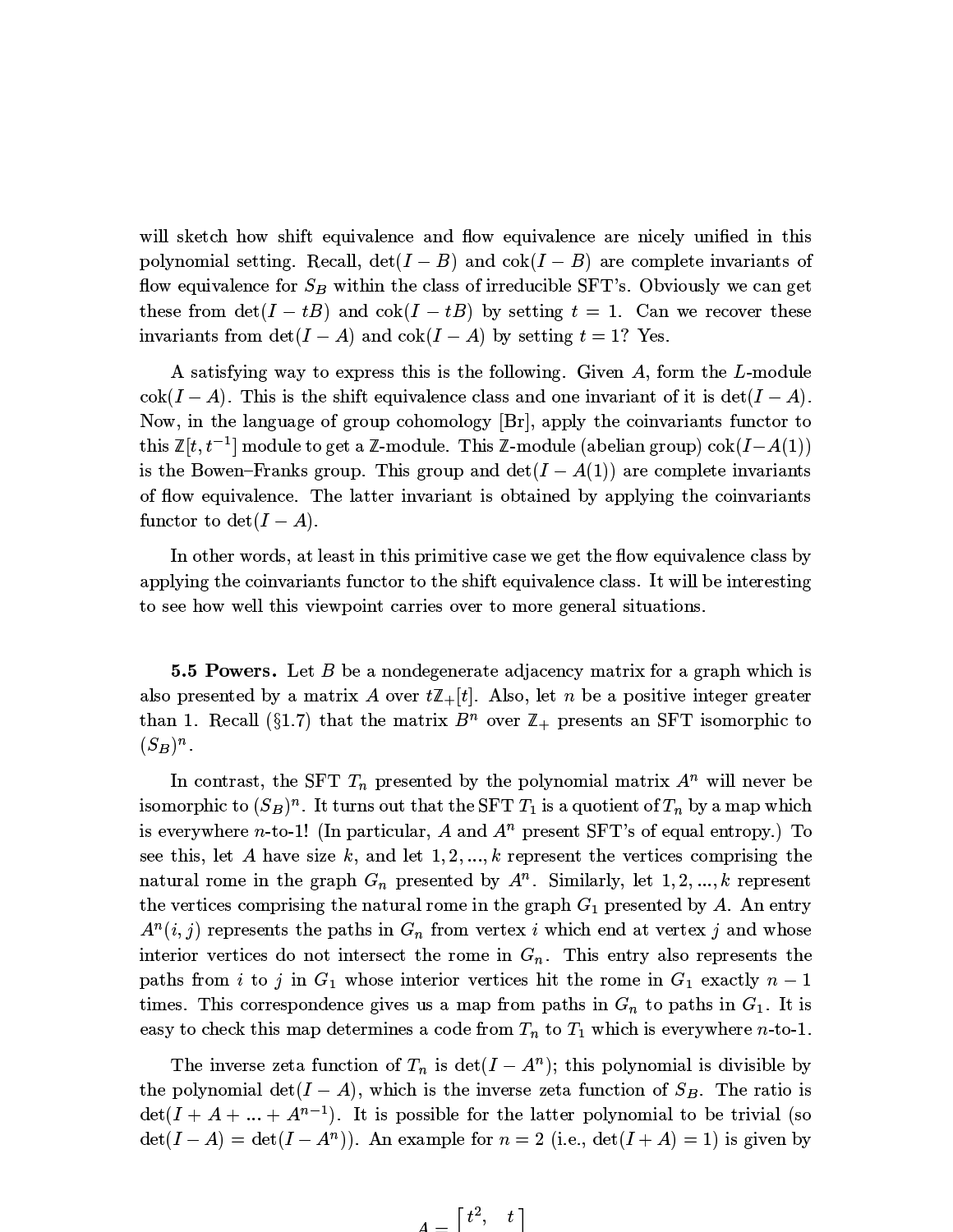will sketch how shift equivalence and flow equivalence are nicely unified in this polynomial setting. Recall, $\det(I - B)$ and $\mathrm{cok}(I - B)$ are complete invariants of flow equivalence for $S_B$ within the class of irreducible SFT's. Obviously we can get these from $\det(I - tB)$ and $\mathrm{cok}(I - tB)$ by setting $t = 1$. Can we recover these invariants from $\det(I - A)$ and $\mathrm{cok}(I - A)$ by setting $t = 1$? Yes.

A satisfying way to express this is the following. Given $A$, form the $L$-module $\mathrm{cok}(I - A)$. This is the shift equivalence class and one invariant of it is $\det(I - A)$. Now, in the language of group cohomology [Br], apply the coinvariants functor to this $\mathbb{Z}[t, t^{-1}]$ module to get a $\mathbb{Z}$-module. This $\mathbb{Z}$-module (abelian group) $\mathrm{cok}(I - A(1))$ is the Bowen–Franks group. This group and $\det(I - A(1))$ are complete invariants of flow equivalence. The latter invariant is obtained by applying the coinvariants functor to $\det(I - A)$.

In other words, at least in this primitive case we get the flow equivalence class by applying the coinvariants functor to the shift equivalence class. It will be interesting to see how well this viewpoint carries over to more general situations.

**5.5 Powers.** Let $B$ be a nondegenerate adjacency matrix for a graph which is also presented by a matrix $A$ over $t\mathbb{Z}_+[t]$. Also, let $n$ be a positive integer greater than 1. Recall (§1.7) that the matrix $B^n$ over $\mathbb{Z}_+$ presents an SFT isomorphic to $(S_B)^n$.

In contrast, the SFT $T_n$ presented by the polynomial matrix $A^n$ will never be isomorphic to $(S_B)^n$. It turns out that the SFT $T_1$ is a quotient of $T_n$ by a map which is everywhere $n$-to-1! (In particular, $A$ and $A^n$ present SFT's of equal entropy.) To see this, let $A$ have size $k$, and let $1, 2, ..., k$ represent the vertices comprising the natural rome in the graph $G_n$ presented by $A^n$. Similarly, let $1, 2, ..., k$ represent the vertices comprising the natural rome in the graph $G_1$ presented by $A$. An entry $A^n(i, j)$ represents the paths in $G_n$ from vertex $i$ which end at vertex $j$ and whose interior vertices do not intersect the rome in $G_n$. This entry also represents the paths from $i$ to $j$ in $G_1$ whose interior vertices hit the rome in $G_1$ exactly $n - 1$ times. This correspondence gives us a map from paths in $G_n$ to paths in $G_1$. It is easy to check this map determines a code from $T_n$ to $T_1$ which is everywhere $n$-to-1.

The inverse zeta function of $T_n$ is $\det(I - A^n)$; this polynomial is divisible by the polynomial $\det(I - A)$, which is the inverse zeta function of $S_B$. The ratio is $\det(I + A + ... + A^{n-1})$. It is possible for the latter polynomial to be trivial (so $\det(I - A) = \det(I - A^n)$). An example for $n = 2$ (i.e., $\det(I + A) = 1$) is given by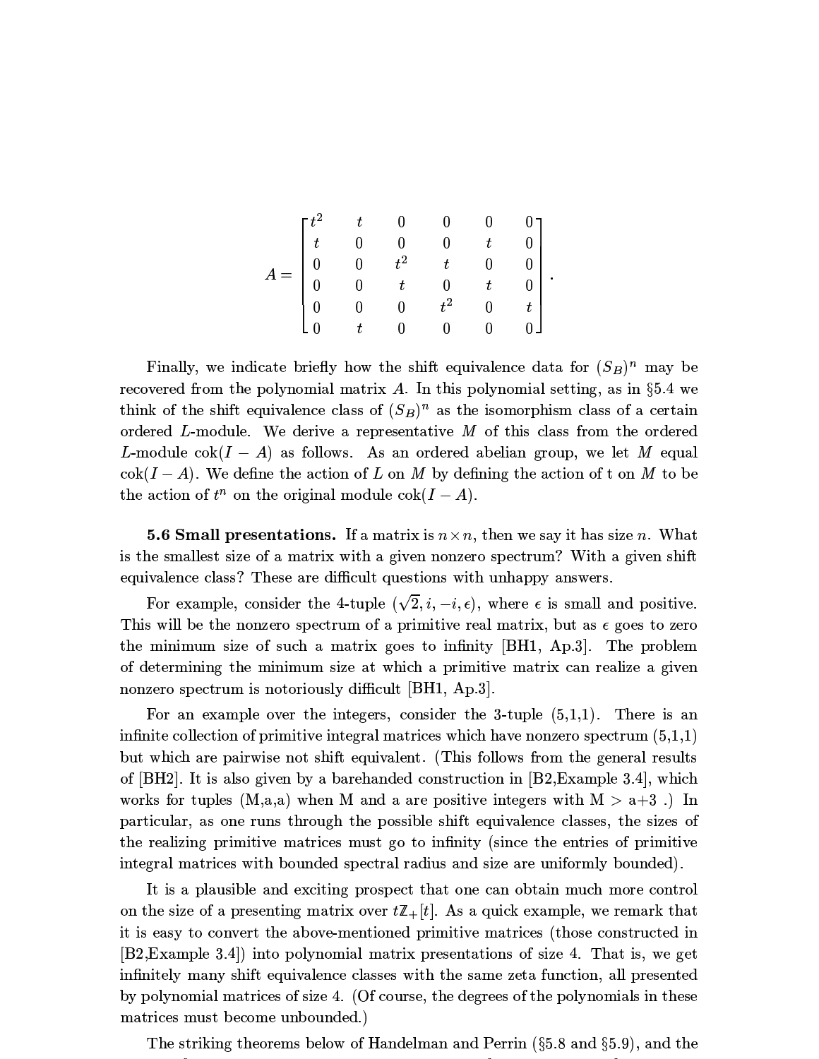$$A = \begin{bmatrix} t^2 & t & 0 & 0 & 0 & 0 \\ t & 0 & 0 & 0 & t & 0 \\ 0 & 0 & t^2 & t & 0 & 0 \\ 0 & 0 & t & 0 & t & 0 \\ 0 & 0 & 0 & t^2 & 0 & t \\ 0 & t & 0 & 0 & 0 & 0 \end{bmatrix}.$$

Finally, we indicate briefly how the shift equivalence data for $(S_B)^n$ may be recovered from the polynomial matrix $A$. In this polynomial setting, as in §5.4 we think of the shift equivalence class of $(S_B)^n$ as the isomorphism class of a certain ordered $L$-module. We derive a representative $M$ of this class from the ordered $L$-module $\operatorname{cok}(I-A)$ as follows. As an ordered abelian group, we let $M$ equal $\operatorname{cok}(I-A)$. We define the action of $L$ on $M$ by defining the action of t on $M$ to be the action of $t^n$ on the original module $\operatorname{cok}(I-A)$.

**5.6 Small presentations.** If a matrix is $n \times n$, then we say it has size $n$. What is the smallest size of a matrix with a given nonzero spectrum? With a given shift equivalence class? These are difficult questions with unhappy answers.

For example, consider the 4-tuple $(\sqrt{2}, i, -i, \epsilon)$, where $\epsilon$ is small and positive. This will be the nonzero spectrum of a primitive real matrix, but as $\epsilon$ goes to zero the minimum size of such a matrix goes to infinity [BH1, Ap.3]. The problem of determining the minimum size at which a primitive matrix can realize a given nonzero spectrum is notoriously difficult [BH1, Ap.3].

For an example over the integers, consider the 3-tuple (5,1,1). There is an infinite collection of primitive integral matrices which have nonzero spectrum (5,1,1) but which are pairwise not shift equivalent. (This follows from the general results of [BH2]. It is also given by a barehanded construction in [B2,Example 3.4], which works for tuples (M,a,a) when M and a are positive integers with M > a+3 .) In particular, as one runs through the possible shift equivalence classes, the sizes of the realizing primitive matrices must go to infinity (since the entries of primitive integral matrices with bounded spectral radius and size are uniformly bounded).

It is a plausible and exciting prospect that one can obtain much more control on the size of a presenting matrix over $t\mathbb{Z}_+[t]$. As a quick example, we remark that it is easy to convert the above-mentioned primitive matrices (those constructed in [B2,Example 3.4]) into polynomial matrix presentations of size 4. That is, we get infinitely many shift equivalence classes with the same zeta function, all presented by polynomial matrices of size 4. (Of course, the degrees of the polynomials in these matrices must become unbounded.)

The striking theorems below of Handelman and Perrin (§5.8 and §5.9), and the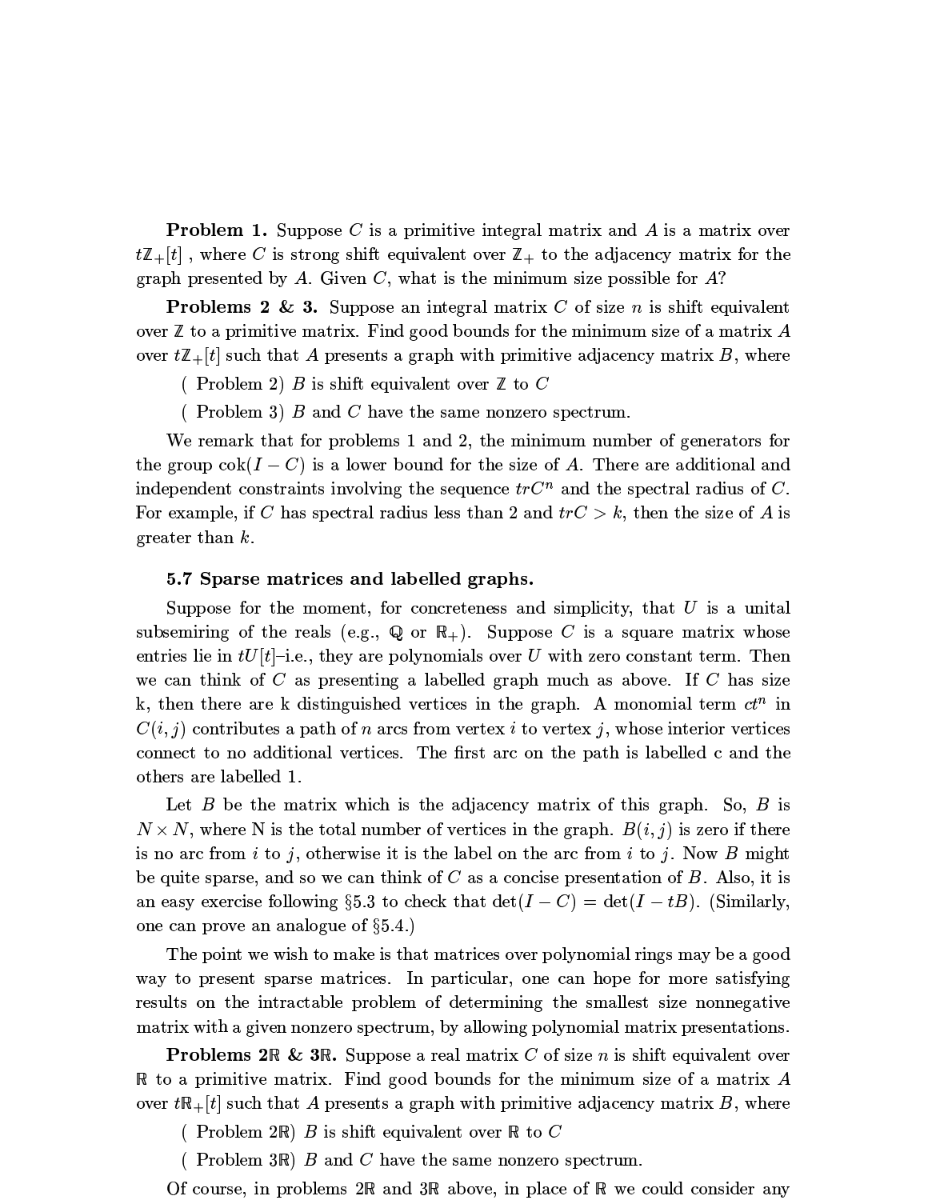**Problem 1.** Suppose $C$ is a primitive integral matrix and $A$ is a matrix over $t\mathbb{Z}_+[t]$ , where $C$ is strong shift equivalent over $\mathbb{Z}_+$ to the adjacency matrix for the graph presented by $A$. Given $C$, what is the minimum size possible for $A$?

**Problems 2 & 3.** Suppose an integral matrix $C$ of size $n$ is shift equivalent over $\mathbb{Z}$ to a primitive matrix. Find good bounds for the minimum size of a matrix $A$ over $t\mathbb{Z}_+[t]$ such that $A$ presents a graph with primitive adjacency matrix $B$, where

( Problem 2) $B$ is shift equivalent over $\mathbb{Z}$ to $C$

( Problem 3) $B$ and $C$ have the same nonzero spectrum.

We remark that for problems 1 and 2, the minimum number of generators for the group $\operatorname{cok}(I - C)$ is a lower bound for the size of $A$. There are additional and independent constraints involving the sequence $trC^n$ and the spectral radius of $C$. For example, if $C$ has spectral radius less than 2 and $trC > k$, then the size of $A$ is greater than $k$.

### 5.7 Sparse matrices and labelled graphs.

Suppose for the moment, for concreteness and simplicity, that $U$ is a unital subsemiring of the reals (e.g., $\mathbb{Q}$ or $\mathbb{R}_+$). Suppose $C$ is a square matrix whose entries lie in $tU[t]$–i.e., they are polynomials over $U$ with zero constant term. Then we can think of $C$ as presenting a labelled graph much as above. If $C$ has size k, then there are k distinguished vertices in the graph. A monomial term $ct^n$ in $C(i,j)$ contributes a path of $n$ arcs from vertex $i$ to vertex $j$, whose interior vertices connect to no additional vertices. The first arc on the path is labelled c and the others are labelled 1.

Let $B$ be the matrix which is the adjacency matrix of this graph. So, $B$ is $N \times N$, where N is the total number of vertices in the graph. $B(i,j)$ is zero if there is no arc from $i$ to $j$, otherwise it is the label on the arc from $i$ to $j$. Now $B$ might be quite sparse, and so we can think of $C$ as a concise presentation of $B$. Also, it is an easy exercise following §5.3 to check that $\det(I - C) = \det(I - tB)$. (Similarly, one can prove an analogue of §5.4.)

The point we wish to make is that matrices over polynomial rings may be a good way to present sparse matrices. In particular, one can hope for more satisfying results on the intractable problem of determining the smallest size nonnegative matrix with a given nonzero spectrum, by allowing polynomial matrix presentations.

**Problems 2$\mathbb{R}$ & 3$\mathbb{R}$.** Suppose a real matrix $C$ of size $n$ is shift equivalent over $\mathbb{R}$ to a primitive matrix. Find good bounds for the minimum size of a matrix $A$ over $t\mathbb{R}_+[t]$ such that $A$ presents a graph with primitive adjacency matrix $B$, where

( Problem 2$\mathbb{R}$) $B$ is shift equivalent over $\mathbb{R}$ to $C$

( Problem 3$\mathbb{R}$) $B$ and $C$ have the same nonzero spectrum.

Of course, in problems 2$\mathbb{R}$ and 3$\mathbb{R}$ above, in place of $\mathbb{R}$ we could consider any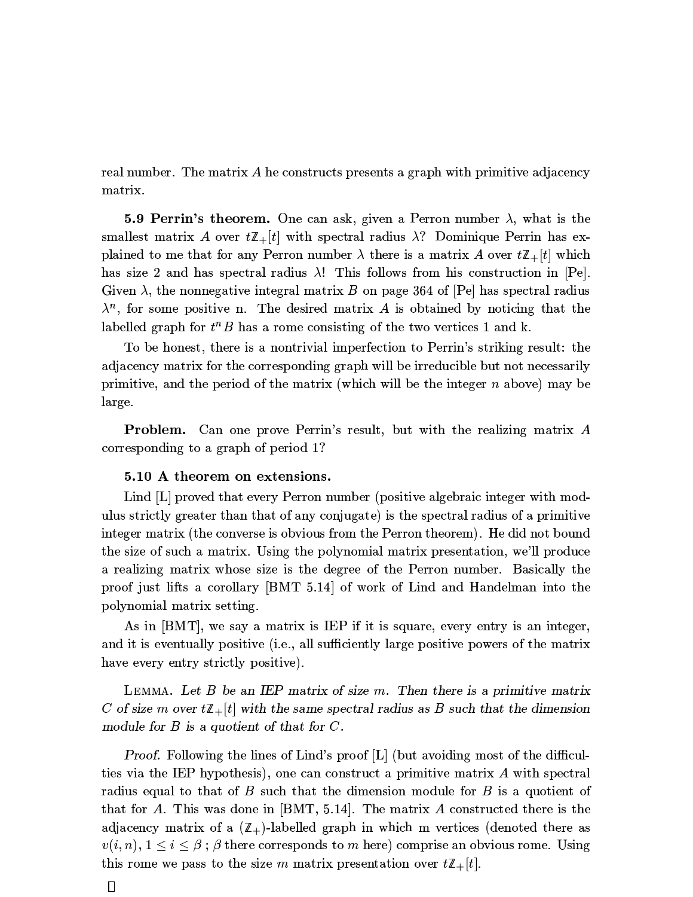real number. The matrix $A$ he constructs presents a graph with primitive adjacency matrix.

**5.9 Perrin's theorem.** One can ask, given a Perron number $\lambda$, what is the smallest matrix $A$ over $t\mathbb{Z}_+[t]$ with spectral radius $\lambda$? Dominique Perrin has explained to me that for any Perron number $\lambda$ there is a matrix $A$ over $t\mathbb{Z}_+[t]$ which has size 2 and has spectral radius $\lambda$! This follows from his construction in [Pe]. Given $\lambda$, the nonnegative integral matrix $B$ on page 364 of [Pe] has spectral radius $\lambda^n$, for some positive n. The desired matrix $A$ is obtained by noticing that the labelled graph for $t^n B$ has a rome consisting of the two vertices 1 and k.

To be honest, there is a nontrivial imperfection to Perrin's striking result: the adjacency matrix for the corresponding graph will be irreducible but not necessarily primitive, and the period of the matrix (which will be the integer $n$ above) may be large.

**Problem.** Can one prove Perrin's result, but with the realizing matrix $A$ corresponding to a graph of period 1?

**5.10 A theorem on extensions.**

Lind [L] proved that every Perron number (positive algebraic integer with modulus strictly greater than that of any conjugate) is the spectral radius of a primitive integer matrix (the converse is obvious from the Perron theorem). He did not bound the size of such a matrix. Using the polynomial matrix presentation, we'll produce a realizing matrix whose size is the degree of the Perron number. Basically the proof just lifts a corollary [BMT 5.14] of work of Lind and Handelman into the polynomial matrix setting.

As in [BMT], we say a matrix is IEP if it is square, every entry is an integer, and it is eventually positive (i.e., all sufficiently large positive powers of the matrix have every entry strictly positive).

LEMMA. *Let $B$ be an IEP matrix of size $m$. Then there is a primitive matrix $C$ of size $m$ over $t\mathbb{Z}_+[t]$ with the same spectral radius as $B$ such that the dimension module for $B$ is a quotient of that for $C$.*

*Proof.* Following the lines of Lind's proof [L] (but avoiding most of the difficulties via the IEP hypothesis), one can construct a primitive matrix $A$ with spectral radius equal to that of $B$ such that the dimension module for $B$ is a quotient of that for $A$. This was done in [BMT, 5.14]. The matrix $A$ constructed there is the adjacency matrix of a ($\mathbb{Z}_+$)-labelled graph in which m vertices (denoted there as $v(i,n)$, $1 \leq i \leq \beta$ ; $\beta$ there corresponds to $m$ here) comprise an obvious rome. Using this rome we pass to the size $m$ matrix presentation over $t\mathbb{Z}_+[t]$.

$\square$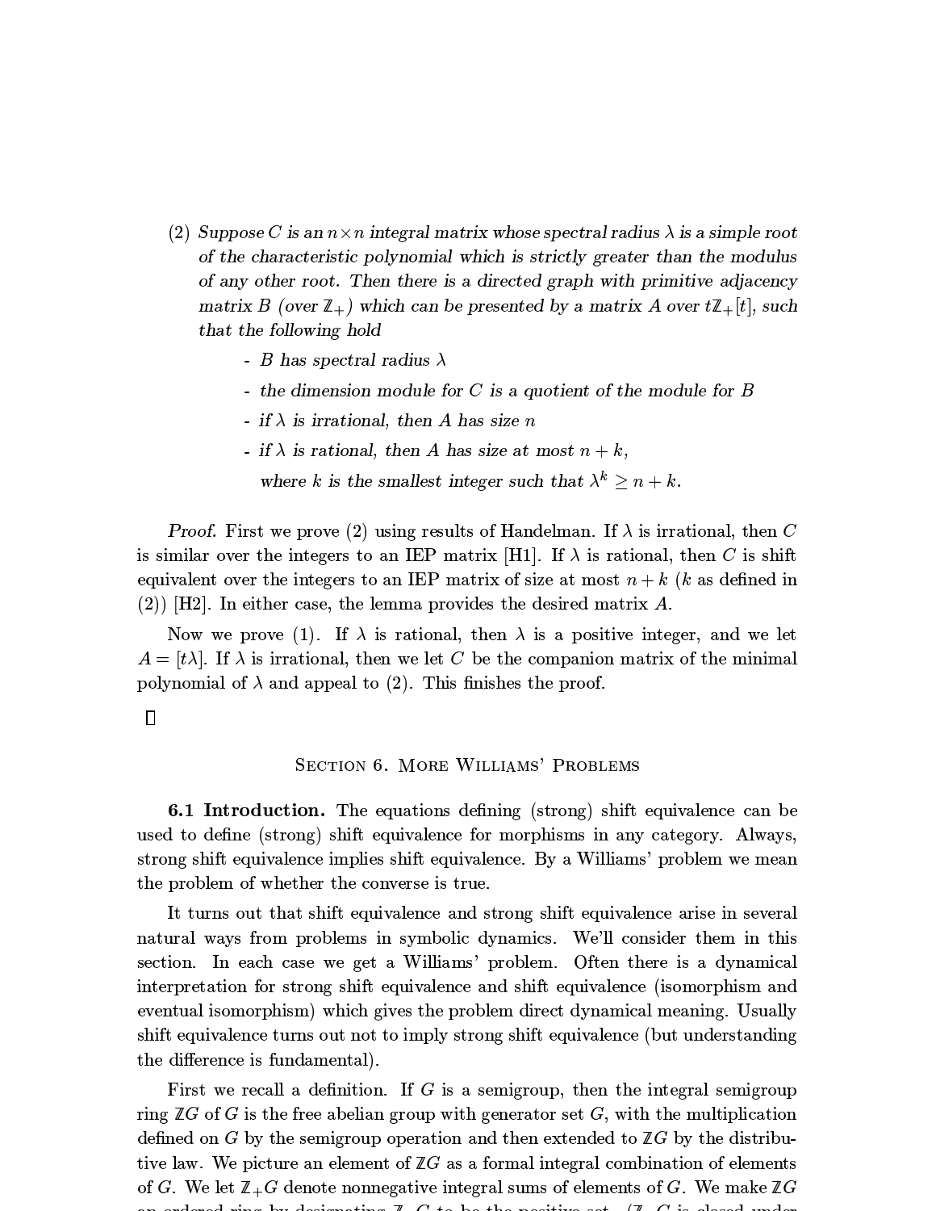(2) *Suppose $C$ is an $n \times n$ integral matrix whose spectral radius $\lambda$ is a simple root of the characteristic polynomial which is strictly greater than the modulus of any other root. Then there is a directed graph with primitive adjacency matrix $B$ (over $\mathbb{Z}_+$) which can be presented by a matrix $A$ over $t\mathbb{Z}_+[t]$, such that the following hold*

- *$B$ has spectral radius $\lambda$*
- *the dimension module for $C$ is a quotient of the module for $B$*
- *if $\lambda$ is irrational, then $A$ has size $n$*
- *if $\lambda$ is rational, then $A$ has size at most $n + k$, where $k$ is the smallest integer such that $\lambda^k \geq n + k$.*

*Proof.* First we prove (2) using results of Handelman. If $\lambda$ is irrational, then $C$ is similar over the integers to an IEP matrix [H1]. If $\lambda$ is rational, then $C$ is shift equivalent over the integers to an IEP matrix of size at most $n + k$ ($k$ as defined in (2)) [H2]. In either case, the lemma provides the desired matrix $A$.

Now we prove (1). If $\lambda$ is rational, then $\lambda$ is a positive integer, and we let $A = [t\lambda]$. If $\lambda$ is irrational, then we let $C$ be the companion matrix of the minimal polynomial of $\lambda$ and appeal to (2). This finishes the proof.

□

## Section 6. More Williams' Problems

**6.1 Introduction.** The equations defining (strong) shift equivalence can be used to define (strong) shift equivalence for morphisms in any category. Always, strong shift equivalence implies shift equivalence. By a Williams' problem we mean the problem of whether the converse is true.

It turns out that shift equivalence and strong shift equivalence arise in several natural ways from problems in symbolic dynamics. We'll consider them in this section. In each case we get a Williams' problem. Often there is a dynamical interpretation for strong shift equivalence and shift equivalence (isomorphism and eventual isomorphism) which gives the problem direct dynamical meaning. Usually shift equivalence turns out not to imply strong shift equivalence (but understanding the difference is fundamental).

First we recall a definition. If $G$ is a semigroup, then the integral semigroup ring $\mathbb{Z}G$ of $G$ is the free abelian group with generator set $G$, with the multiplication defined on $G$ by the semigroup operation and then extended to $\mathbb{Z}G$ by the distributive law. We picture an element of $\mathbb{Z}G$ as a formal integral combination of elements of $G$. We let $\mathbb{Z}_+G$ denote nonnegative integral sums of elements of $G$. We make $\mathbb{Z}G$ an ordered ring by designating $\mathbb{Z}_+G$ to be the positive set. ($\mathbb{Z}_+G$ is closed under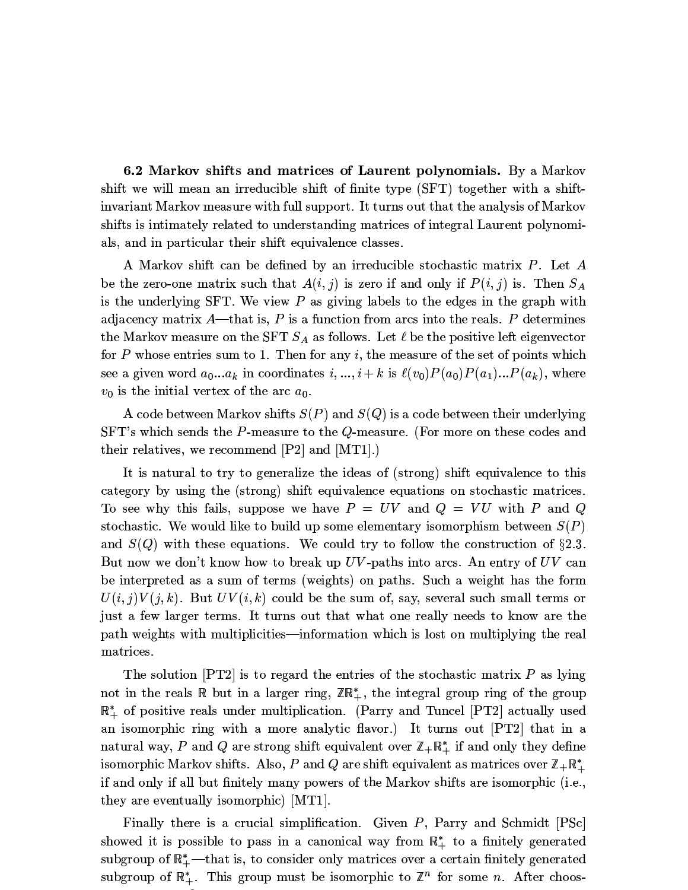**6.2 Markov shifts and matrices of Laurent polynomials.** By a Markov shift we will mean an irreducible shift of finite type (SFT) together with a shift-invariant Markov measure with full support. It turns out that the analysis of Markov shifts is intimately related to understanding matrices of integral Laurent polynomials, and in particular their shift equivalence classes.

A Markov shift can be defined by an irreducible stochastic matrix $P$. Let $A$ be the zero-one matrix such that $A(i,j)$ is zero if and only if $P(i,j)$ is. Then $S_A$ is the underlying SFT. We view $P$ as giving labels to the edges in the graph with adjacency matrix $A$—that is, $P$ is a function from arcs into the reals. $P$ determines the Markov measure on the SFT $S_A$ as follows. Let $\ell$ be the positive left eigenvector for $P$ whose entries sum to 1. Then for any $i$, the measure of the set of points which see a given word $a_0...a_k$ in coordinates $i, ..., i+k$ is $\ell(v_0)P(a_0)P(a_1)...P(a_k)$, where $v_0$ is the initial vertex of the arc $a_0$.

A code between Markov shifts $S(P)$ and $S(Q)$ is a code between their underlying SFT's which sends the $P$-measure to the $Q$-measure. (For more on these codes and their relatives, we recommend [P2] and [MT1].)

It is natural to try to generalize the ideas of (strong) shift equivalence to this category by using the (strong) shift equivalence equations on stochastic matrices. To see why this fails, suppose we have $P = UV$ and $Q = VU$ with $P$ and $Q$ stochastic. We would like to build up some elementary isomorphism between $S(P)$ and $S(Q)$ with these equations. We could try to follow the construction of §2.3. But now we don't know how to break up $UV$-paths into arcs. An entry of $UV$ can be interpreted as a sum of terms (weights) on paths. Such a weight has the form $U(i,j)V(j,k)$. But $UV(i,k)$ could be the sum of, say, several such small terms or just a few larger terms. It turns out that what one really needs to know are the path weights with multiplicities—information which is lost on multiplying the real matrices.

The solution [PT2] is to regard the entries of the stochastic matrix $P$ as lying not in the reals $\mathbb{R}$ but in a larger ring, $\mathbb{Z}\mathbb{R}_+^*$, the integral group ring of the group $\mathbb{R}_+^*$ of positive reals under multiplication. (Parry and Tuncel [PT2] actually used an isomorphic ring with a more analytic flavor.) It turns out [PT2] that in a natural way, $P$ and $Q$ are strong shift equivalent over $\mathbb{Z}_+\mathbb{R}_+^*$ if and only they define isomorphic Markov shifts. Also, $P$ and $Q$ are shift equivalent as matrices over $\mathbb{Z}_+\mathbb{R}_+^*$ if and only if all but finitely many powers of the Markov shifts are isomorphic (i.e., they are eventually isomorphic) [MT1].

Finally there is a crucial simplification. Given $P$, Parry and Schmidt [PSc] showed it is possible to pass in a canonical way from $\mathbb{R}_+^*$ to a finitely generated subgroup of $\mathbb{R}_+^*$—that is, to consider only matrices over a certain finitely generated subgroup of $\mathbb{R}_+^*$. This group must be isomorphic to $\mathbb{Z}^n$ for some $n$. After choos-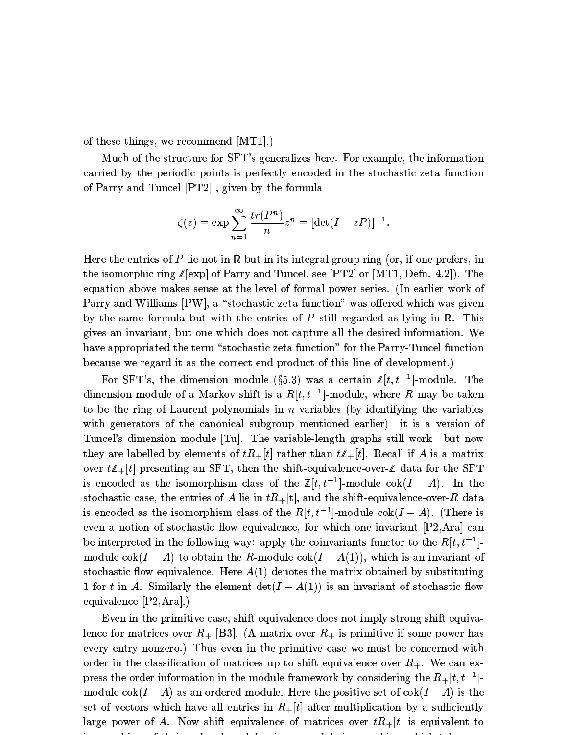of these things, we recommend [MT1].)

Much of the structure for SFT's generalizes here. For example, the information carried by the periodic points is perfectly encoded in the stochastic zeta function of Parry and Tuncel [PT2] , given by the formula

$$\zeta(z) = \exp \sum_{n=1}^{\infty} \frac{tr(P^n)}{n} z^n = [\det(I - zP)]^{-1}.$$

Here the entries of $P$ lie not in $\mathbb{R}$ but in its integral group ring (or, if one prefers, in the isomorphic ring $\mathbb{Z}[\exp]$ of Parry and Tuncel, see [PT2] or [MT1, Defn. 4.2]). The equation above makes sense at the level of formal power series. (In earlier work of Parry and Williams [PW], a "stochastic zeta function" was offered which was given by the same formula but with the entries of $P$ still regarded as lying in $\mathbb{R}$. This gives an invariant, but one which does not capture all the desired information. We have appropriated the term "stochastic zeta function" for the Parry-Tuncel function because we regard it as the correct end product of this line of development.)

For SFT's, the dimension module (§5.3) was a certain $\mathbb{Z}[t, t^{-1}]$-module. The dimension module of a Markov shift is a $R[t, t^{-1}]$-module, where $R$ may be taken to be the ring of Laurent polynomials in $n$ variables (by identifying the variables with generators of the canonical subgroup mentioned earlier)—it is a version of Tuncel's dimension module [Tu]. The variable-length graphs still work—but now they are labelled by elements of $tR_+[t]$ rather than $t\mathbb{Z}_+[t]$. Recall if $A$ is a matrix over $t\mathbb{Z}_+[t]$ presenting an SFT, then the shift-equivalence-over-$\mathbb{Z}$ data for the SFT is encoded as the isomorphism class of the $\mathbb{Z}[t, t^{-1}]$-module $\mathrm{cok}(I - A)$. In the stochastic case, the entries of $A$ lie in $tR_+$[t], and the shift-equivalence-over-$R$ data is encoded as the isomorphism class of the $R[t, t^{-1}]$-module $\mathrm{cok}(I - A)$. (There is even a notion of stochastic flow equivalence, for which one invariant [P2,Ara] can be interpreted in the following way: apply the coinvariants functor to the $R[t, t^{-1}]$-module $\mathrm{cok}(I - A)$ to obtain the $R$-module $\mathrm{cok}(I - A(1))$, which is an invariant of stochastic flow equivalence. Here $A(1)$ denotes the matrix obtained by substituting 1 for $t$ in $A$. Similarly the element $\det(I - A(1))$ is an invariant of stochastic flow equivalence [P2,Ara].)

Even in the primitive case, shift equivalence does not imply strong shift equivalence for matrices over $R_+$ [B3]. (A matrix over $R_+$ is primitive if some power has every entry nonzero.) Thus even in the primitive case we must be concerned with order in the classification of matrices up to shift equivalence over $R_+$. We can express the order information in the module framework by considering the $R_+[t, t^{-1}]$-module $\mathrm{cok}(I - A)$ as an ordered module. Here the positive set of $\mathrm{cok}(I - A)$ is the set of vectors which have all entries in $R_+[t]$ after multiplication by a sufficiently large power of $A$. Now shift equivalence of matrices over $tR_+[t]$ is equivalent to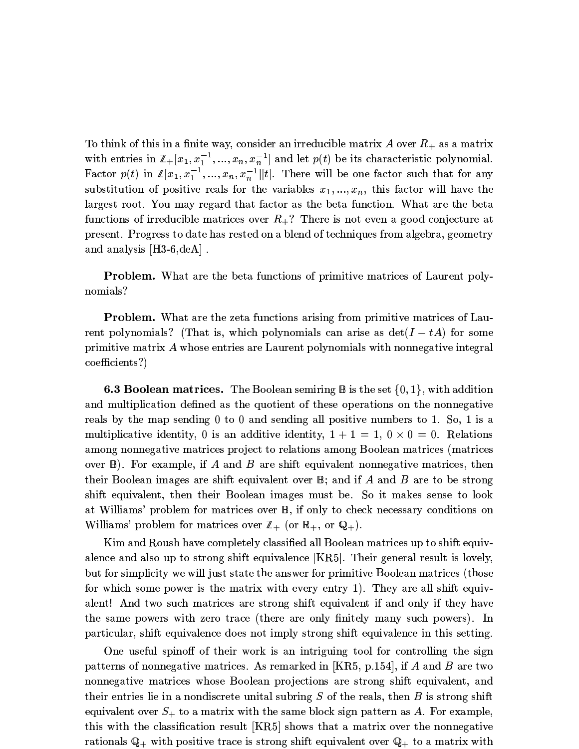To think of this in a finite way, consider an irreducible matrix $A$ over $R_+$ as a matrix with entries in $\mathbb{Z}_+[x_1, x_1^{-1}, ..., x_n, x_n^{-1}]$ and let $p(t)$ be its characteristic polynomial. Factor $p(t)$ in $\mathbb{Z}[x_1, x_1^{-1}, ..., x_n, x_n^{-1}][t]$. There will be one factor such that for any substitution of positive reals for the variables $x_1, ..., x_n$, this factor will have the largest root. You may regard that factor as the beta function. What are the beta functions of irreducible matrices over $R_+$? There is not even a good conjecture at present. Progress to date has rested on a blend of techniques from algebra, geometry and analysis [H3-6,deA] .

**Problem.** What are the beta functions of primitive matrices of Laurent polynomials?

**Problem.** What are the zeta functions arising from primitive matrices of Laurent polynomials? (That is, which polynomials can arise as $\det(I - tA)$ for some primitive matrix $A$ whose entries are Laurent polynomials with nonnegative integral coefficients?)

**6.3 Boolean matrices.** The Boolean semiring $\mathbb{B}$ is the set $\{0, 1\}$, with addition and multiplication defined as the quotient of these operations on the nonnegative reals by the map sending 0 to 0 and sending all positive numbers to 1. So, 1 is a multiplicative identity, 0 is an additive identity, $1 + 1 = 1$, $0 \times 0 = 0$. Relations among nonnegative matrices project to relations among Boolean matrices (matrices over $\mathbb{B}$). For example, if $A$ and $B$ are shift equivalent nonnegative matrices, then their Boolean images are shift equivalent over $\mathbb{B}$; and if $A$ and $B$ are to be strong shift equivalent, then their Boolean images must be. So it makes sense to look at Williams' problem for matrices over $\mathbb{B}$, if only to check necessary conditions on Williams' problem for matrices over $\mathbb{Z}_+$ (or $\mathbb{R}_+$, or $\mathbb{Q}_+$).

Kim and Roush have completely classified all Boolean matrices up to shift equivalence and also up to strong shift equivalence [KR5]. Their general result is lovely, but for simplicity we will just state the answer for primitive Boolean matrices (those for which some power is the matrix with every entry 1). They are all shift equivalent! And two such matrices are strong shift equivalent if and only if they have the same powers with zero trace (there are only finitely many such powers). In particular, shift equivalence does not imply strong shift equivalence in this setting.

One useful spinoff of their work is an intriguing tool for controlling the sign patterns of nonnegative matrices. As remarked in [KR5, p.154], if $A$ and $B$ are two nonnegative matrices whose Boolean projections are strong shift equivalent, and their entries lie in a nondiscrete unital subring $S$ of the reals, then $B$ is strong shift equivalent over $S_+$ to a matrix with the same block sign pattern as $A$. For example, this with the classification result [KR5] shows that a matrix over the nonnegative rationals $\mathbb{Q}_+$ with positive trace is strong shift equivalent over $\mathbb{Q}_+$ to a matrix with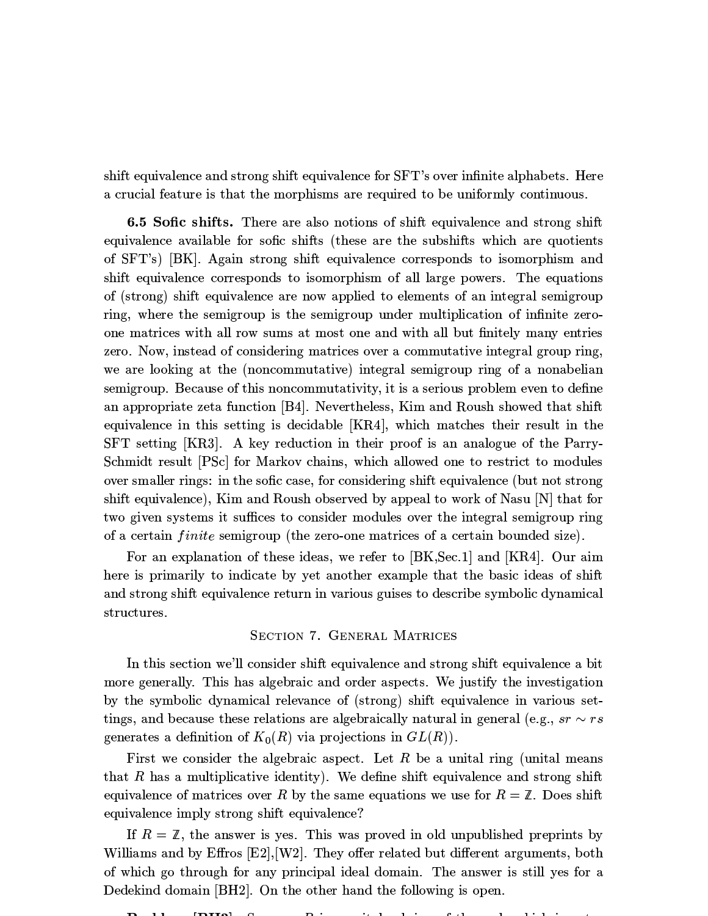shift equivalence and strong shift equivalence for SFT's over infinite alphabets. Here a crucial feature is that the morphisms are required to be uniformly continuous.

**6.5 Sofic shifts.** There are also notions of shift equivalence and strong shift equivalence available for sofic shifts (these are the subshifts which are quotients of SFT's) [BK]. Again strong shift equivalence corresponds to isomorphism and shift equivalence corresponds to isomorphism of all large powers. The equations of (strong) shift equivalence are now applied to elements of an integral semigroup ring, where the semigroup is the semigroup under multiplication of infinite zero-one matrices with all row sums at most one and with all but finitely many entries zero. Now, instead of considering matrices over a commutative integral group ring, we are looking at the (noncommutative) integral semigroup ring of a nonabelian semigroup. Because of this noncommutativity, it is a serious problem even to define an appropriate zeta function [B4]. Nevertheless, Kim and Roush showed that shift equivalence in this setting is decidable [KR4], which matches their result in the SFT setting [KR3]. A key reduction in their proof is an analogue of the Parry-Schmidt result [PSc] for Markov chains, which allowed one to restrict to modules over smaller rings: in the sofic case, for considering shift equivalence (but not strong shift equivalence), Kim and Roush observed by appeal to work of Nasu [N] that for two given systems it suffices to consider modules over the integral semigroup ring of a certain *finite* semigroup (the zero-one matrices of a certain bounded size).

For an explanation of these ideas, we refer to [BK,Sec.1] and [KR4]. Our aim here is primarily to indicate by yet another example that the basic ideas of shift and strong shift equivalence return in various guises to describe symbolic dynamical structures.

## Section 7. General Matrices

In this section we'll consider shift equivalence and strong shift equivalence a bit more generally. This has algebraic and order aspects. We justify the investigation by the symbolic dynamical relevance of (strong) shift equivalence in various settings, and because these relations are algebraically natural in general (e.g., $sr \sim rs$ generates a definition of $K_0(R)$ via projections in $GL(R)$).

First we consider the algebraic aspect. Let $R$ be a unital ring (unital means that $R$ has a multiplicative identity). We define shift equivalence and strong shift equivalence of matrices over $R$ by the same equations we use for $R = \mathbb{Z}$. Does shift equivalence imply strong shift equivalence?

If $R = \mathbb{Z}$, the answer is yes. This was proved in old unpublished preprints by Williams and by Effros [E2],[W2]. They offer related but different arguments, both of which go through for any principal ideal domain. The answer is still yes for a Dedekind domain [BH2]. On the other hand the following is open.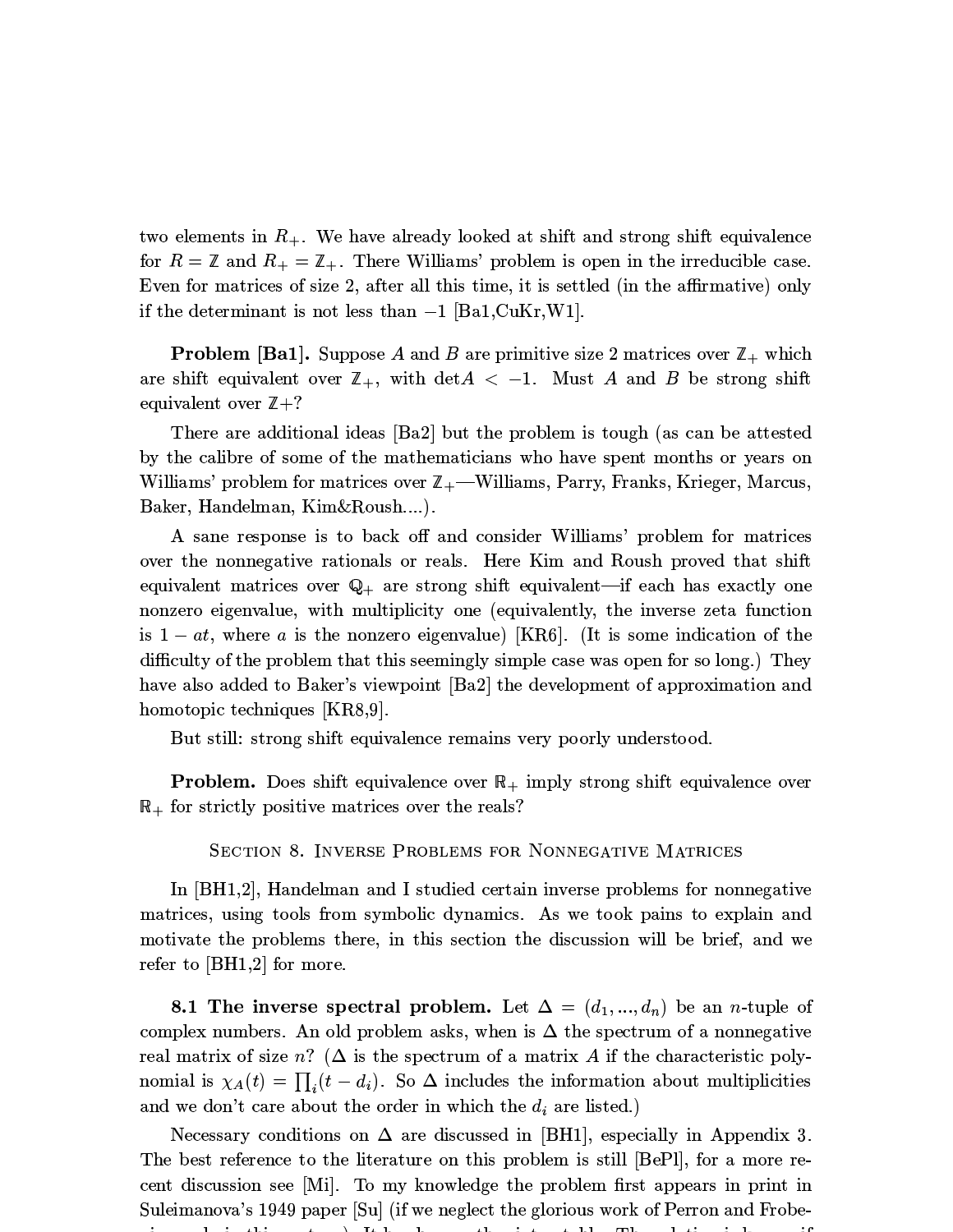two elements in $R_+$. We have already looked at shift and strong shift equivalence for $R = \mathbb{Z}$ and $R_+ = \mathbb{Z}_+$. There Williams' problem is open in the irreducible case. Even for matrices of size 2, after all this time, it is settled (in the affirmative) only if the determinant is not less than $-1$ [Ba1,CuKr,W1].

**Problem [Ba1].** Suppose $A$ and $B$ are primitive size 2 matrices over $\mathbb{Z}_+$ which are shift equivalent over $\mathbb{Z}_+$, with $\det A < -1$. Must $A$ and $B$ be strong shift equivalent over $\mathbb{Z}+$?

There are additional ideas [Ba2] but the problem is tough (as can be attested by the calibre of some of the mathematicians who have spent months or years on Williams' problem for matrices over $\mathbb{Z}_+$—Williams, Parry, Franks, Krieger, Marcus, Baker, Handelman, Kim&Roush....).

A sane response is to back off and consider Williams' problem for matrices over the nonnegative rationals or reals. Here Kim and Roush proved that shift equivalent matrices over $\mathbb{Q}_+$ are strong shift equivalent—if each has exactly one nonzero eigenvalue, with multiplicity one (equivalently, the inverse zeta function is $1 - at$, where $a$ is the nonzero eigenvalue) [KR6]. (It is some indication of the difficulty of the problem that this seemingly simple case was open for so long.) They have also added to Baker's viewpoint [Ba2] the development of approximation and homotopic techniques [KR8,9].

But still: strong shift equivalence remains very poorly understood.

**Problem.** Does shift equivalence over $\mathbb{R}_+$ imply strong shift equivalence over $\mathbb{R}_+$ for strictly positive matrices over the reals?

## Section 8. Inverse Problems for Nonnegative Matrices

In [BH1,2], Handelman and I studied certain inverse problems for nonnegative matrices, using tools from symbolic dynamics. As we took pains to explain and motivate the problems there, in this section the discussion will be brief, and we refer to [BH1,2] for more.

**8.1 The inverse spectral problem.** Let $\Delta = (d_1, ..., d_n)$ be an $n$-tuple of complex numbers. An old problem asks, when is $\Delta$ the spectrum of a nonnegative real matrix of size $n$? ($\Delta$ is the spectrum of a matrix $A$ if the characteristic polynomial is $\chi_A(t) = \prod_i (t - d_i)$. So $\Delta$ includes the information about multiplicities and we don't care about the order in which the $d_i$ are listed.)

Necessary conditions on $\Delta$ are discussed in [BH1], especially in Appendix 3. The best reference to the literature on this problem is still [BePl], for a more recent discussion see [Mi]. To my knowledge the problem first appears in print in Suleimanova's 1949 paper [Su] (if we neglect the glorious work of Perron and Frobe-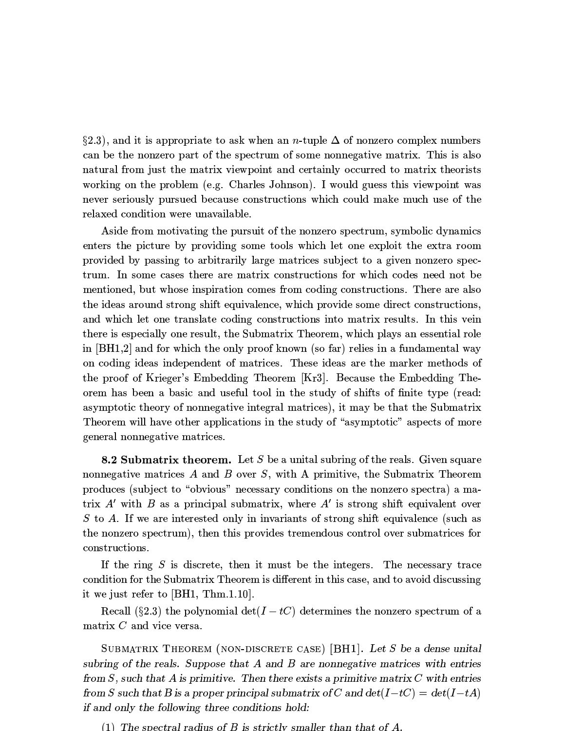§2.3), and it is appropriate to ask when an $n$-tuple $\Delta$ of nonzero complex numbers can be the nonzero part of the spectrum of some nonnegative matrix. This is also natural from just the matrix viewpoint and certainly occurred to matrix theorists working on the problem (e.g. Charles Johnson). I would guess this viewpoint was never seriously pursued because constructions which could make much use of the relaxed condition were unavailable.

Aside from motivating the pursuit of the nonzero spectrum, symbolic dynamics enters the picture by providing some tools which let one exploit the extra room provided by passing to arbitrarily large matrices subject to a given nonzero spectrum. In some cases there are matrix constructions for which codes need not be mentioned, but whose inspiration comes from coding constructions. There are also the ideas around strong shift equivalence, which provide some direct constructions, and which let one translate coding constructions into matrix results. In this vein there is especially one result, the Submatrix Theorem, which plays an essential role in [BH1,2] and for which the only proof known (so far) relies in a fundamental way on coding ideas independent of matrices. These ideas are the marker methods of the proof of Krieger's Embedding Theorem [Kr3]. Because the Embedding Theorem has been a basic and useful tool in the study of shifts of finite type (read: asymptotic theory of nonnegative integral matrices), it may be that the Submatrix Theorem will have other applications in the study of "asymptotic" aspects of more general nonnegative matrices.

**8.2 Submatrix theorem.** Let $S$ be a unital subring of the reals. Given square nonnegative matrices $A$ and $B$ over $S$, with A primitive, the Submatrix Theorem produces (subject to "obvious" necessary conditions on the nonzero spectra) a matrix $A'$ with $B$ as a principal submatrix, where $A'$ is strong shift equivalent over $S$ to $A$. If we are interested only in invariants of strong shift equivalence (such as the nonzero spectrum), then this provides tremendous control over submatrices for constructions.

If the ring $S$ is discrete, then it must be the integers. The necessary trace condition for the Submatrix Theorem is different in this case, and to avoid discussing it we just refer to [BH1, Thm.1.10].

Recall (§2.3) the polynomial $\det(I - tC)$ determines the nonzero spectrum of a matrix $C$ and vice versa.

Submatrix Theorem (non-discrete case) [BH1]. *Let $S$ be a dense unital subring of the reals. Suppose that $A$ and $B$ are nonnegative matrices with entries from $S$, such that $A$ is primitive. Then there exists a primitive matrix $C$ with entries from $S$ such that $B$ is a proper principal submatrix of $C$ and $\det(I-tC) = \det(I-tA)$ if and only the following three conditions hold:*

*(1) The spectral radius of $B$ is strictly smaller than that of $A$.*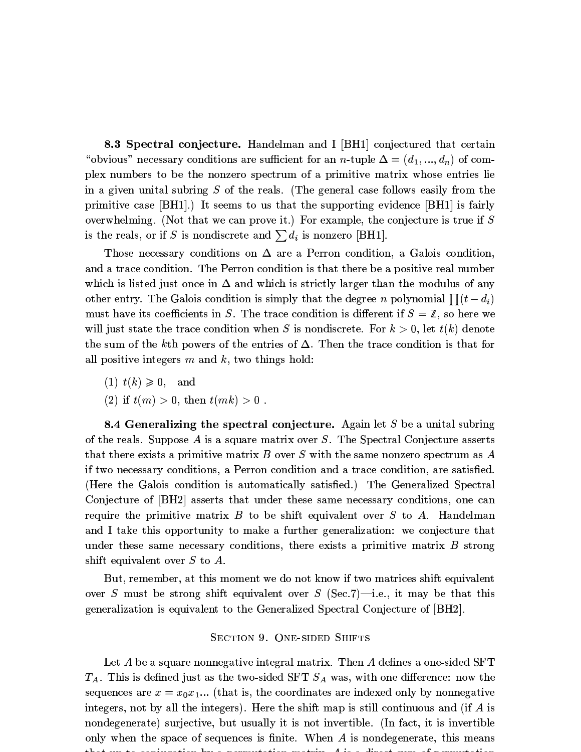**8.3 Spectral conjecture.** Handelman and I [BH1] conjectured that certain "obvious" necessary conditions are sufficient for an $n$-tuple $\Delta = (d_1, ..., d_n)$ of complex numbers to be the nonzero spectrum of a primitive matrix whose entries lie in a given unital subring $S$ of the reals. (The general case follows easily from the primitive case [BH1].) It seems to us that the supporting evidence [BH1] is fairly overwhelming. (Not that we can prove it.) For example, the conjecture is true if $S$ is the reals, or if $S$ is nondiscrete and $\sum d_i$ is nonzero [BH1].

Those necessary conditions on $\Delta$ are a Perron condition, a Galois condition, and a trace condition. The Perron condition is that there be a positive real number which is listed just once in $\Delta$ and which is strictly larger than the modulus of any other entry. The Galois condition is simply that the degree $n$ polynomial $\prod(t - d_i)$ must have its coefficients in $S$. The trace condition is different if $S = \mathbb{Z}$, so here we will just state the trace condition when $S$ is nondiscrete. For $k > 0$, let $t(k)$ denote the sum of the $k$th powers of the entries of $\Delta$. Then the trace condition is that for all positive integers $m$ and $k$, two things hold:

(1) $t(k) \geqslant 0$, and

(2) if $t(m) > 0$, then $t(mk) > 0$ .

**8.4 Generalizing the spectral conjecture.** Again let $S$ be a unital subring of the reals. Suppose $A$ is a square matrix over $S$. The Spectral Conjecture asserts that there exists a primitive matrix $B$ over $S$ with the same nonzero spectrum as $A$ if two necessary conditions, a Perron condition and a trace condition, are satisfied. (Here the Galois condition is automatically satisfied.) The Generalized Spectral Conjecture of [BH2] asserts that under these same necessary conditions, one can require the primitive matrix $B$ to be shift equivalent over $S$ to $A$. Handelman and I take this opportunity to make a further generalization: we conjecture that under these same necessary conditions, there exists a primitive matrix $B$ strong shift equivalent over $S$ to $A$.

But, remember, at this moment we do not know if two matrices shift equivalent over $S$ must be strong shift equivalent over $S$ (Sec.7)—i.e., it may be that this generalization is equivalent to the Generalized Spectral Conjecture of [BH2].

## Section 9. One-sided Shifts

Let $A$ be a square nonnegative integral matrix. Then $A$ defines a one-sided SFT $T_A$. This is defined just as the two-sided SFT $S_A$ was, with one difference: now the sequences are $x = x_0x_1...$ (that is, the coordinates are indexed only by nonnegative integers, not by all the integers). Here the shift map is still continuous and (if $A$ is nondegenerate) surjective, but usually it is not invertible. (In fact, it is invertible only when the space of sequences is finite. When $A$ is nondegenerate, this means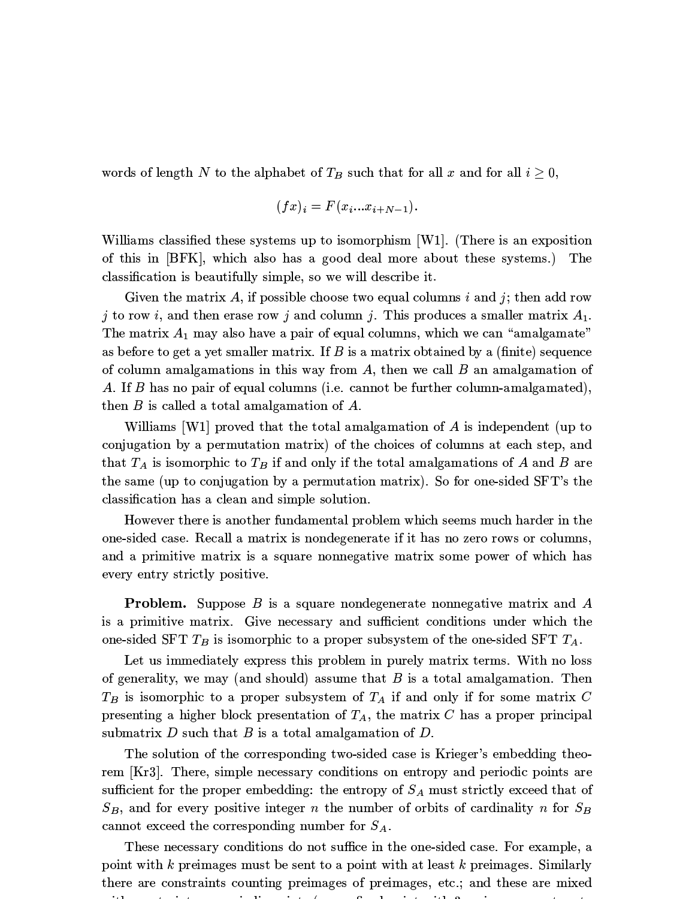words of length $N$ to the alphabet of $T_B$ such that for all $x$ and for all $i \geq 0$,

$$(fx)_i = F(x_i \ldots x_{i+N-1}).$$

Williams classified these systems up to isomorphism [W1]. (There is an exposition of this in [BFK], which also has a good deal more about these systems.) The classification is beautifully simple, so we will describe it.

Given the matrix $A$, if possible choose two equal columns $i$ and $j$; then add row $j$ to row $i$, and then erase row $j$ and column $j$. This produces a smaller matrix $A_1$. The matrix $A_1$ may also have a pair of equal columns, which we can "amalgamate" as before to get a yet smaller matrix. If $B$ is a matrix obtained by a (finite) sequence of column amalgamations in this way from $A$, then we call $B$ an amalgamation of $A$. If $B$ has no pair of equal columns (i.e. cannot be further column-amalgamated), then $B$ is called a total amalgamation of $A$.

Williams [W1] proved that the total amalgamation of $A$ is independent (up to conjugation by a permutation matrix) of the choices of columns at each step, and that $T_A$ is isomorphic to $T_B$ if and only if the total amalgamations of $A$ and $B$ are the same (up to conjugation by a permutation matrix). So for one-sided SFT's the classification has a clean and simple solution.

However there is another fundamental problem which seems much harder in the one-sided case. Recall a matrix is nondegenerate if it has no zero rows or columns, and a primitive matrix is a square nonnegative matrix some power of which has every entry strictly positive.

**Problem.** Suppose $B$ is a square nondegenerate nonnegative matrix and $A$ is a primitive matrix. Give necessary and sufficient conditions under which the one-sided SFT $T_B$ is isomorphic to a proper subsystem of the one-sided SFT $T_A$.

Let us immediately express this problem in purely matrix terms. With no loss of generality, we may (and should) assume that $B$ is a total amalgamation. Then $T_B$ is isomorphic to a proper subsystem of $T_A$ if and only if for some matrix $C$ presenting a higher block presentation of $T_A$, the matrix $C$ has a proper principal submatrix $D$ such that $B$ is a total amalgamation of $D$.

The solution of the corresponding two-sided case is Krieger's embedding theorem [Kr3]. There, simple necessary conditions on entropy and periodic points are sufficient for the proper embedding: the entropy of $S_A$ must strictly exceed that of $S_B$, and for every positive integer $n$ the number of orbits of cardinality $n$ for $S_B$ cannot exceed the corresponding number for $S_A$.

These necessary conditions do not suffice in the one-sided case. For example, a point with $k$ preimages must be sent to a point with at least $k$ preimages. Similarly there are constraints counting preimages of preimages, etc.; and these are mixed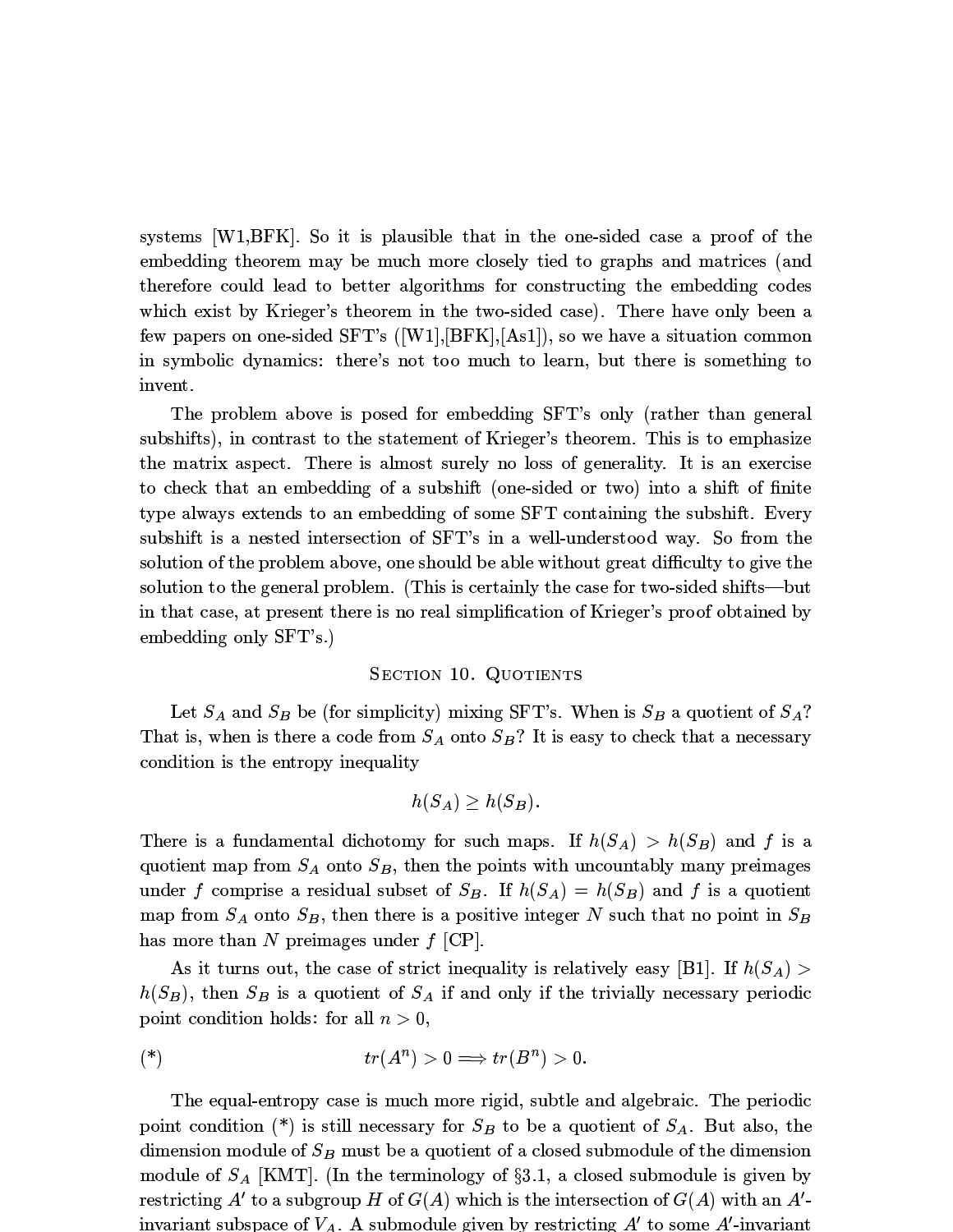systems [W1,BFK]. So it is plausible that in the one-sided case a proof of the embedding theorem may be much more closely tied to graphs and matrices (and therefore could lead to better algorithms for constructing the embedding codes which exist by Krieger's theorem in the two-sided case). There have only been a few papers on one-sided SFT's ([W1],[BFK],[As1]), so we have a situation common in symbolic dynamics: there's not too much to learn, but there is something to invent.

The problem above is posed for embedding SFT's only (rather than general subshifts), in contrast to the statement of Krieger's theorem. This is to emphasize the matrix aspect. There is almost surely no loss of generality. It is an exercise to check that an embedding of a subshift (one-sided or two) into a shift of finite type always extends to an embedding of some SFT containing the subshift. Every subshift is a nested intersection of SFT's in a well-understood way. So from the solution of the problem above, one should be able without great difficulty to give the solution to the general problem. (This is certainly the case for two-sided shifts—but in that case, at present there is no real simplification of Krieger's proof obtained by embedding only SFT's.)

## Section 10. Quotients

Let $S_A$ and $S_B$ be (for simplicity) mixing SFT's. When is $S_B$ a quotient of $S_A$? That is, when is there a code from $S_A$ onto $S_B$? It is easy to check that a necessary condition is the entropy inequality

$$h(S_A) \geq h(S_B).$$

There is a fundamental dichotomy for such maps. If $h(S_A) > h(S_B)$ and $f$ is a quotient map from $S_A$ onto $S_B$, then the points with uncountably many preimages under $f$ comprise a residual subset of $S_B$. If $h(S_A) = h(S_B)$ and $f$ is a quotient map from $S_A$ onto $S_B$, then there is a positive integer $N$ such that no point in $S_B$ has more than $N$ preimages under $f$ [CP].

As it turns out, the case of strict inequality is relatively easy [B1]. If $h(S_A) > h(S_B)$, then $S_B$ is a quotient of $S_A$ if and only if the trivially necessary periodic point condition holds: for all $n > 0$,

$$(*) \qquad tr(A^n) > 0 \Longrightarrow tr(B^n) > 0.$$

The equal-entropy case is much more rigid, subtle and algebraic. The periodic point condition (*) is still necessary for $S_B$ to be a quotient of $S_A$. But also, the dimension module of $S_B$ must be a quotient of a closed submodule of the dimension module of $S_A$ [KMT]. (In the terminology of §3.1, a closed submodule is given by restricting $A'$ to a subgroup $H$ of $G(A)$ which is the intersection of $G(A)$ with an $A'$-invariant subspace of $V_A$. A submodule given by restricting $A'$ to some $A'$-invariant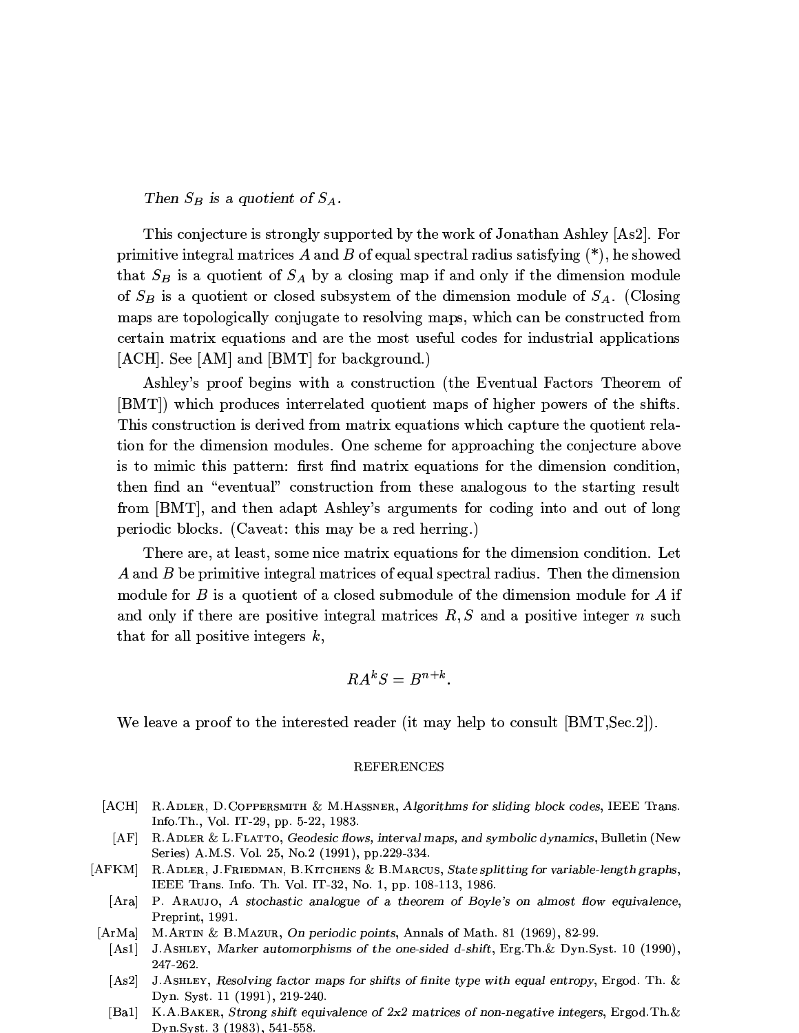*Then $S_B$ is a quotient of $S_A$.*

This conjecture is strongly supported by the work of Jonathan Ashley [As2]. For primitive integral matrices $A$ and $B$ of equal spectral radius satisfying (*), he showed that $S_B$ is a quotient of $S_A$ by a closing map if and only if the dimension module of $S_B$ is a quotient or closed subsystem of the dimension module of $S_A$. (Closing maps are topologically conjugate to resolving maps, which can be constructed from certain matrix equations and are the most useful codes for industrial applications [ACH]. See [AM] and [BMT] for background.)

Ashley's proof begins with a construction (the Eventual Factors Theorem of [BMT]) which produces interrelated quotient maps of higher powers of the shifts. This construction is derived from matrix equations which capture the quotient relation for the dimension modules. One scheme for approaching the conjecture above is to mimic this pattern: first find matrix equations for the dimension condition, then find an "eventual" construction from these analogous to the starting result from [BMT], and then adapt Ashley's arguments for coding into and out of long periodic blocks. (Caveat: this may be a red herring.)

There are, at least, some nice matrix equations for the dimension condition. Let $A$ and $B$ be primitive integral matrices of equal spectral radius. Then the dimension module for $B$ is a quotient of a closed submodule of the dimension module for $A$ if and only if there are positive integral matrices $R, S$ and a positive integer $n$ such that for all positive integers $k$,

$$RA^kS = B^{n+k}.$$

We leave a proof to the interested reader (it may help to consult [BMT,Sec.2]).

## REFERENCES

- [ACH] R. Adler, D. Coppersmith & M. Hassner, *Algorithms for sliding block codes*, IEEE Trans. Info.Th., Vol. IT-29, pp. 5-22, 1983.
- [AF] R. Adler & L. Flatto, *Geodesic flows, interval maps, and symbolic dynamics*, Bulletin (New Series) A.M.S. Vol. 25, No.2 (1991), pp.229-334.
- [AFKM] R. Adler, J. Friedman, B. Kitchens & B. Marcus, *State splitting for variable-length graphs*, IEEE Trans. Info. Th. Vol. IT-32, No. 1, pp. 108-113, 1986.
- [Ara] P. Araujo, *A stochastic analogue of a theorem of Boyle's on almost flow equivalence*, Preprint, 1991.
- [ArMa] M. Artin & B. Mazur, *On periodic points*, Annals of Math. 81 (1969), 82-99.
- [As1] J. Ashley, *Marker automorphisms of the one-sided d-shift*, Erg.Th.& Dyn.Syst. 10 (1990), 247-262.
- [As2] J. Ashley, *Resolving factor maps for shifts of finite type with equal entropy*, Ergod. Th. & Dyn. Syst. 11 (1991), 219-240.
- [Ba1] K.A. Baker, *Strong shift equivalence of 2x2 matrices of non-negative integers*, Ergod.Th.& Dyn.Syst. 3 (1983), 541-558.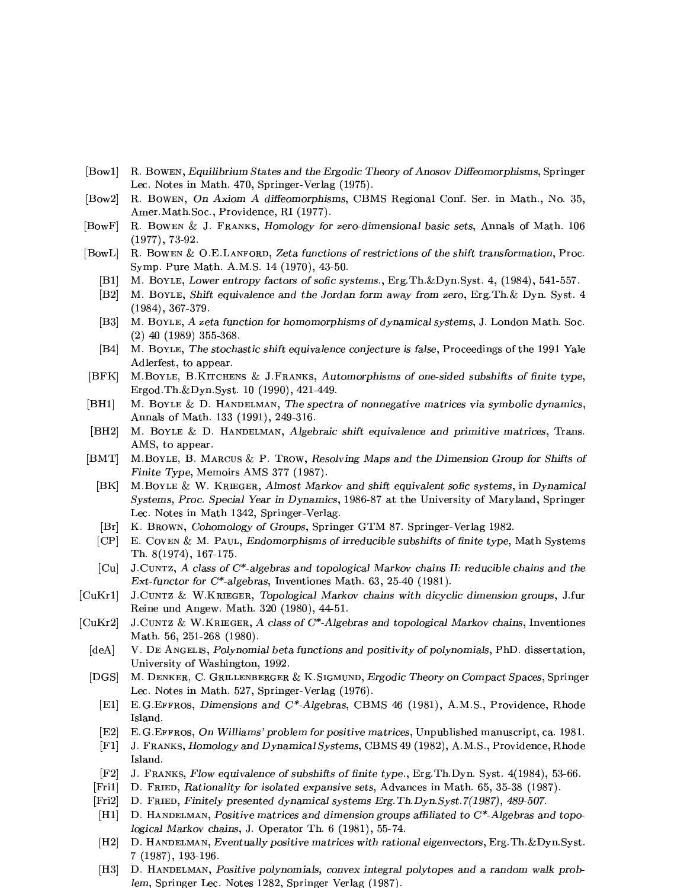[Bow1] R. Bowen, *Equilibrium States and the Ergodic Theory of Anosov Diffeomorphisms*, Springer Lec. Notes in Math. 470, Springer-Verlag (1975).

[Bow2] R. Bowen, *On Axiom A diffeomorphisms*, CBMS Regional Conf. Ser. in Math., No. 35, Amer.Math.Soc., Providence, RI (1977).

[BowF] R. Bowen & J. Franks, *Homology for zero-dimensional basic sets*, Annals of Math. 106 (1977), 73-92.

[BowL] R. Bowen & O.E.Lanford, *Zeta functions of restrictions of the shift transformation*, Proc. Symp. Pure Math. A.M.S. 14 (1970), 43-50.

[B1] M. Boyle, *Lower entropy factors of sofic systems.*, Erg.Th.&Dyn.Syst. 4, (1984), 541-557.

[B2] M. Boyle, *Shift equivalence and the Jordan form away from zero*, Erg.Th.& Dyn. Syst. 4 (1984), 367-379.

[B3] M. Boyle, *A zeta function for homomorphisms of dynamical systems*, J. London Math. Soc. (2) 40 (1989) 355-368.

[B4] M. Boyle, *The stochastic shift equivalence conjecture is false*, Proceedings of the 1991 Yale Adlerfest, to appear.

[BFK] M.Boyle, B.Kitchens & J.Franks, *Automorphisms of one-sided subshifts of finite type*, Ergod.Th.&Dyn.Syst. 10 (1990), 421-449.

[BH1] M. Boyle & D. Handelman, *The spectra of nonnegative matrices via symbolic dynamics*, Annals of Math. 133 (1991), 249-316.

[BH2] M. Boyle & D. Handelman, *Algebraic shift equivalence and primitive matrices*, Trans. AMS, to appear.

[BMT] M.Boyle, B. Marcus & P. Trow, *Resolving Maps and the Dimension Group for Shifts of Finite Type*, Memoirs AMS 377 (1987).

[BK] M.Boyle & W. Krieger, *Almost Markov and shift equivalent sofic systems*, in *Dynamical Systems, Proc. Special Year in Dynamics*, 1986-87 at the University of Maryland, Springer Lec. Notes in Math 1342, Springer-Verlag.

[Br] K. Brown, *Cohomology of Groups*, Springer GTM 87. Springer-Verlag 1982.

[CP] E. Coven & M. Paul, *Endomorphisms of irreducible subshifts of finite type*, Math Systems Th. 8(1974), 167-175.

[Cu] J.Cuntz, *A class of C\*-algebras and topological Markov chains II: reducible chains and the Ext-functor for C\*-algebras*, Inventiones Math. 63, 25-40 (1981).

[CuKr1] J.Cuntz & W.Krieger, *Topological Markov chains with dicyclic dimension groups*, J.fur Reine und Angew. Math. 320 (1980), 44-51.

[CuKr2] J.Cuntz & W.Krieger, *A class of C\*-Algebras and topological Markov chains*, Inventiones Math. 56, 251-268 (1980).

[deA] V. De Angelis, *Polynomial beta functions and positivity of polynomials*, PhD. dissertation, University of Washington, 1992.

[DGS] M. Denker, C. Grillenberger & K.Sigmund, *Ergodic Theory on Compact Spaces*, Springer Lec. Notes in Math. 527, Springer-Verlag (1976).

[E1] E.G.Effros, *Dimensions and C\*-Algebras*, CBMS 46 (1981), A.M.S., Providence, Rhode Island.

[E2] E.G.Effros, *On Williams' problem for positive matrices*, Unpublished manuscript, ca. 1981.

[F1] J. Franks, *Homology and Dynamical Systems*, CBMS 49 (1982), A.M.S., Providence, Rhode Island.

[F2] J. Franks, *Flow equivalence of subshifts of finite type.*, Erg.Th.Dyn. Syst. 4(1984), 53-66.

[Fri1] D. Fried, *Rationality for isolated expansive sets*, Advances in Math. 65, 35-38 (1987).

[Fri2] D. Fried, *Finitely presented dynamical systems Erg.Th.Dyn.Syst.7(1987), 489-507.*

[H1] D. Handelman, *Positive matrices and dimension groups affiliated to C\*-Algebras and topological Markov chains*, J. Operator Th. 6 (1981), 55-74.

[H2] D. Handelman, *Eventually positive matrices with rational eigenvectors*, Erg.Th.&Dyn.Syst. 7 (1987), 193-196.

[H3] D. Handelman, *Positive polynomials, convex integral polytopes and a random walk problem*, Springer Lec. Notes 1282, Springer Verlag (1987).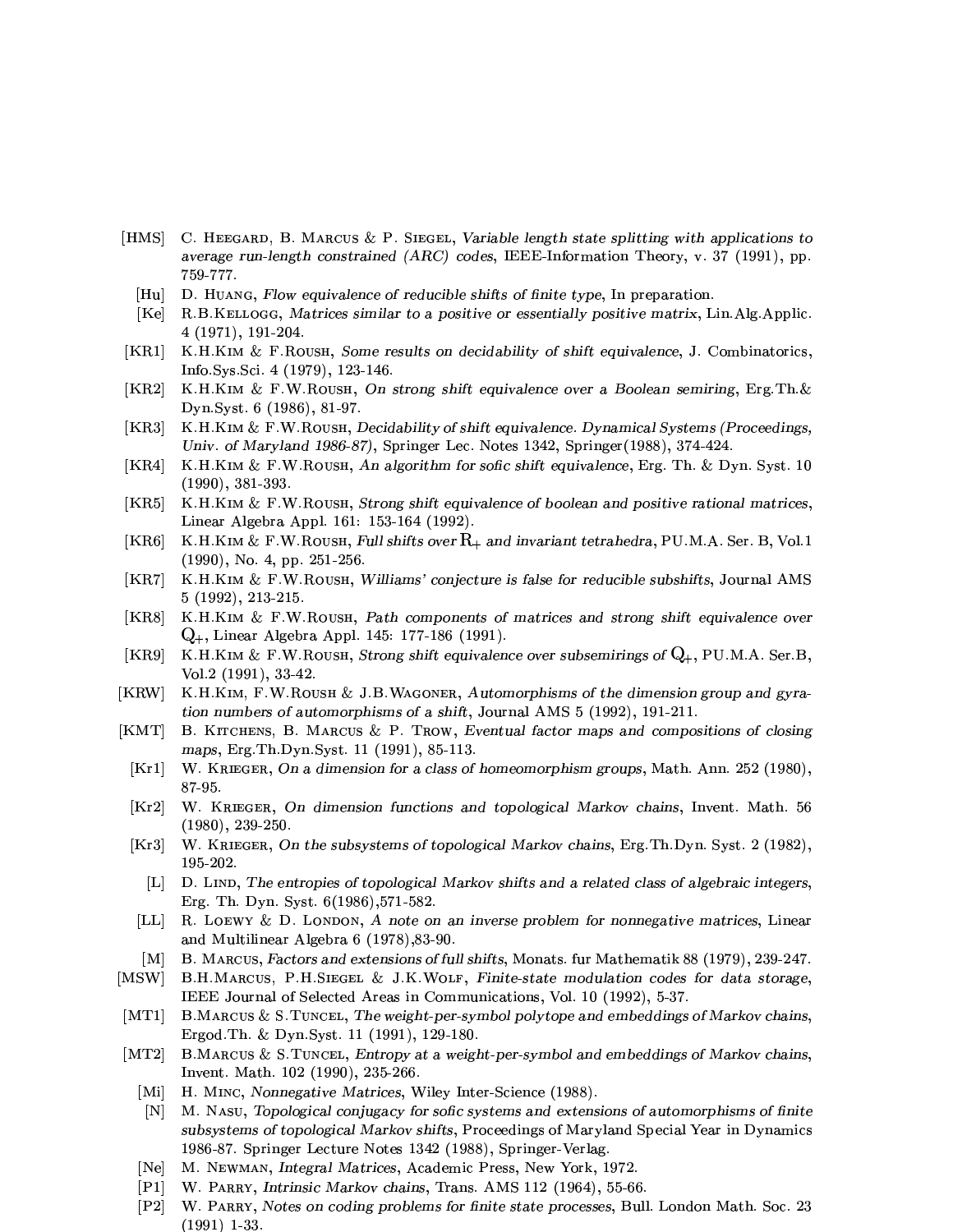[HMS] C. Heegard, B. Marcus & P. Siegel, *Variable length state splitting with applications to average run-length constrained (ARC) codes*, IEEE-Information Theory, v. 37 (1991), pp. 759-777.

[Hu] D. Huang, *Flow equivalence of reducible shifts of finite type*, In preparation.

[Ke] R.B.Kellogg, *Matrices similar to a positive or essentially positive matrix*, Lin.Alg.Applic. 4 (1971), 191-204.

[KR1] K.H.Kim & F.Roush, *Some results on decidability of shift equivalence*, J. Combinatorics, Info.Sys.Sci. 4 (1979), 123-146.

[KR2] K.H.Kim & F.W.Roush, *On strong shift equivalence over a Boolean semiring*, Erg.Th.& Dyn.Syst. 6 (1986), 81-97.

[KR3] K.H.Kim & F.W.Roush, *Decidability of shift equivalence. Dynamical Systems (Proceedings, Univ. of Maryland 1986-87)*, Springer Lec. Notes 1342, Springer(1988), 374-424.

[KR4] K.H.Kim & F.W.Roush, *An algorithm for sofic shift equivalence*, Erg. Th. & Dyn. Syst. 10 (1990), 381-393.

[KR5] K.H.Kim & F.W.Roush, *Strong shift equivalence of boolean and positive rational matrices*, Linear Algebra Appl. 161: 153-164 (1992).

[KR6] K.H.Kim & F.W.Roush, *Full shifts over $\mathrm{R}_+$ and invariant tetrahedra*, PU.M.A. Ser. B, Vol.1 (1990), No. 4, pp. 251-256.

[KR7] K.H.Kim & F.W.Roush, *Williams' conjecture is false for reducible subshifts*, Journal AMS 5 (1992), 213-215.

[KR8] K.H.Kim & F.W.Roush, *Path components of matrices and strong shift equivalence over $\mathrm{Q}_+$*, Linear Algebra Appl. 145: 177-186 (1991).

[KR9] K.H.Kim & F.W.Roush, *Strong shift equivalence over subsemirings of $\mathrm{Q}_+$*, PU.M.A. Ser.B, Vol.2 (1991), 33-42.

[KRW] K.H.Kim, F.W.Roush & J.B.Wagoner, *Automorphisms of the dimension group and gyration numbers of automorphisms of a shift*, Journal AMS 5 (1992), 191-211.

[KMT] B. Kitchens, B. Marcus & P. Trow, *Eventual factor maps and compositions of closing maps*, Erg.Th.Dyn.Syst. 11 (1991), 85-113.

[Kr1] W. Krieger, *On a dimension for a class of homeomorphism groups*, Math. Ann. 252 (1980), 87-95.

[Kr2] W. Krieger, *On dimension functions and topological Markov chains*, Invent. Math. 56 (1980), 239-250.

[Kr3] W. Krieger, *On the subsystems of topological Markov chains*, Erg.Th.Dyn. Syst. 2 (1982), 195-202.

[L] D. Lind, *The entropies of topological Markov shifts and a related class of algebraic integers*, Erg. Th. Dyn. Syst. 6(1986),571-582.

[LL] R. Loewy & D. London, *A note on an inverse problem for nonnegative matrices*, Linear and Multilinear Algebra 6 (1978),83-90.

[M] B. Marcus, *Factors and extensions of full shifts*, Monats. fur Mathematik 88 (1979), 239-247.

[MSW] B.H.Marcus, P.H.Siegel & J.K.Wolf, *Finite-state modulation codes for data storage*, IEEE Journal of Selected Areas in Communications, Vol. 10 (1992), 5-37.

[MT1] B.Marcus & S.Tuncel, *The weight-per-symbol polytope and embeddings of Markov chains*, Ergod.Th. & Dyn.Syst. 11 (1991), 129-180.

[MT2] B.Marcus & S.Tuncel, *Entropy at a weight-per-symbol and embeddings of Markov chains*, Invent. Math. 102 (1990), 235-266.

[Mi] H. Minc, *Nonnegative Matrices*, Wiley Inter-Science (1988).

[N] M. Nasu, *Topological conjugacy for sofic systems and extensions of automorphisms of finite subsystems of topological Markov shifts*, Proceedings of Maryland Special Year in Dynamics 1986-87. Springer Lecture Notes 1342 (1988), Springer-Verlag.

[Ne] M. Newman, *Integral Matrices*, Academic Press, New York, 1972.

[P1] W. Parry, *Intrinsic Markov chains*, Trans. AMS 112 (1964), 55-66.

[P2] W. Parry, *Notes on coding problems for finite state processes*, Bull. London Math. Soc. 23 (1991) 1-33.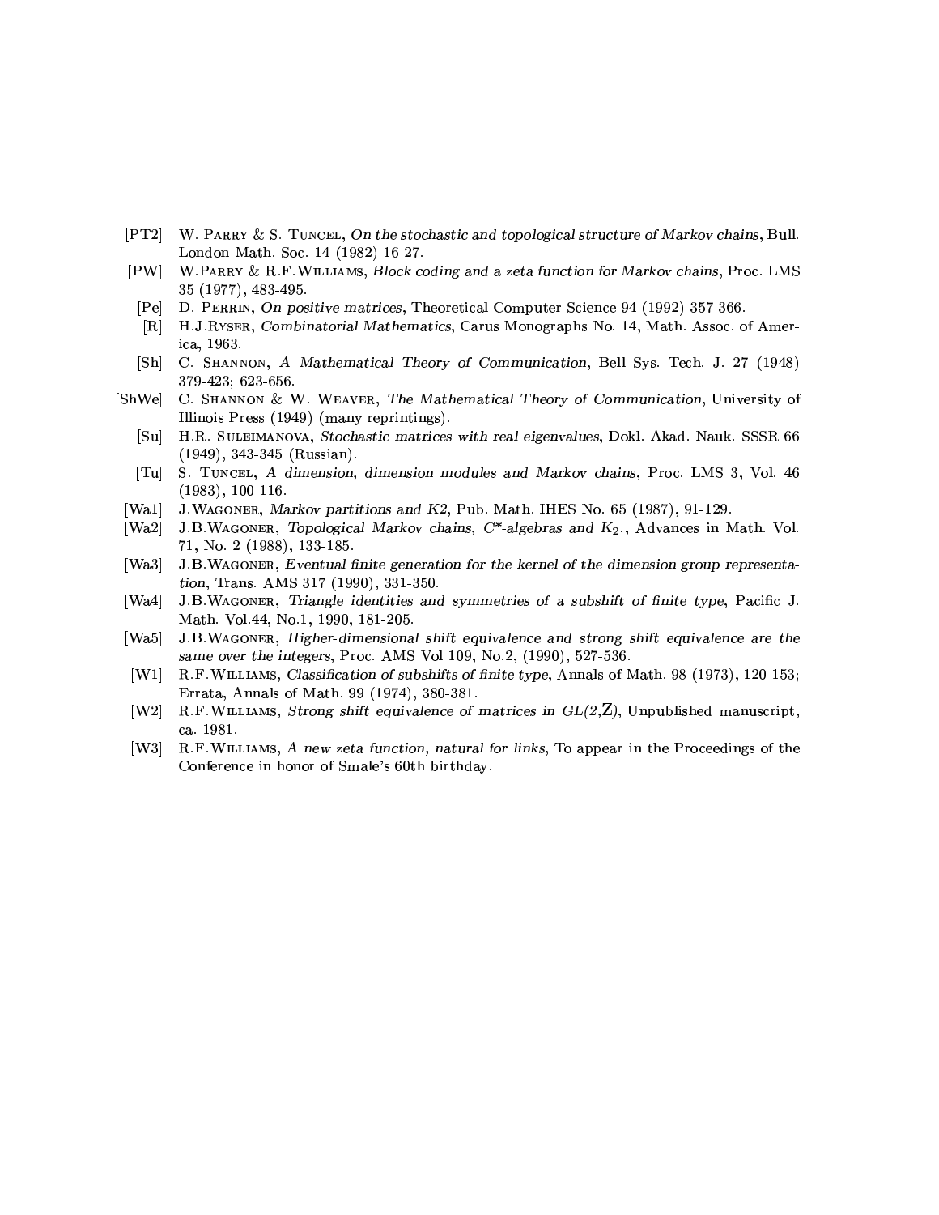[PT2] W. Parry & S. Tuncel, *On the stochastic and topological structure of Markov chains*, Bull. London Math. Soc. 14 (1982) 16-27.

[PW] W.Parry & R.F.Williams, *Block coding and a zeta function for Markov chains*, Proc. LMS 35 (1977), 483-495.

[Pe] D. Perrin, *On positive matrices*, Theoretical Computer Science 94 (1992) 357-366.

[R] H.J.Ryser, *Combinatorial Mathematics*, Carus Monographs No. 14, Math. Assoc. of America, 1963.

[Sh] C. Shannon, *A Mathematical Theory of Communication*, Bell Sys. Tech. J. 27 (1948) 379-423; 623-656.

[ShWe] C. Shannon & W. Weaver, *The Mathematical Theory of Communication*, University of Illinois Press (1949) (many reprintings).

[Su] H.R. Suleimanova, *Stochastic matrices with real eigenvalues*, Dokl. Akad. Nauk. SSSR 66 (1949), 343-345 (Russian).

[Tu] S. Tuncel, *A dimension, dimension modules and Markov chains*, Proc. LMS 3, Vol. 46 (1983), 100-116.

[Wa1] J.Wagoner, *Markov partitions and K2*, Pub. Math. IHES No. 65 (1987), 91-129.

[Wa2] J.B.Wagoner, *Topological Markov chains, C\*-algebras and $K_2$.*, Advances in Math. Vol. 71, No. 2 (1988), 133-185.

[Wa3] J.B.Wagoner, *Eventual finite generation for the kernel of the dimension group representation*, Trans. AMS 317 (1990), 331-350.

[Wa4] J.B.Wagoner, *Triangle identities and symmetries of a subshift of finite type*, Pacific J. Math. Vol.44, No.1, 1990, 181-205.

[Wa5] J.B.Wagoner, *Higher-dimensional shift equivalence and strong shift equivalence are the same over the integers*, Proc. AMS Vol 109, No.2, (1990), 527-536.

[W1] R.F.Williams, *Classification of subshifts of finite type*, Annals of Math. 98 (1973), 120-153; Errata, Annals of Math. 99 (1974), 380-381.

[W2] R.F.Williams, *Strong shift equivalence of matrices in GL(2,Z)*, Unpublished manuscript, ca. 1981.

[W3] R.F.Williams, *A new zeta function, natural for links*, To appear in the Proceedings of the Conference in honor of Smale's 60th birthday.